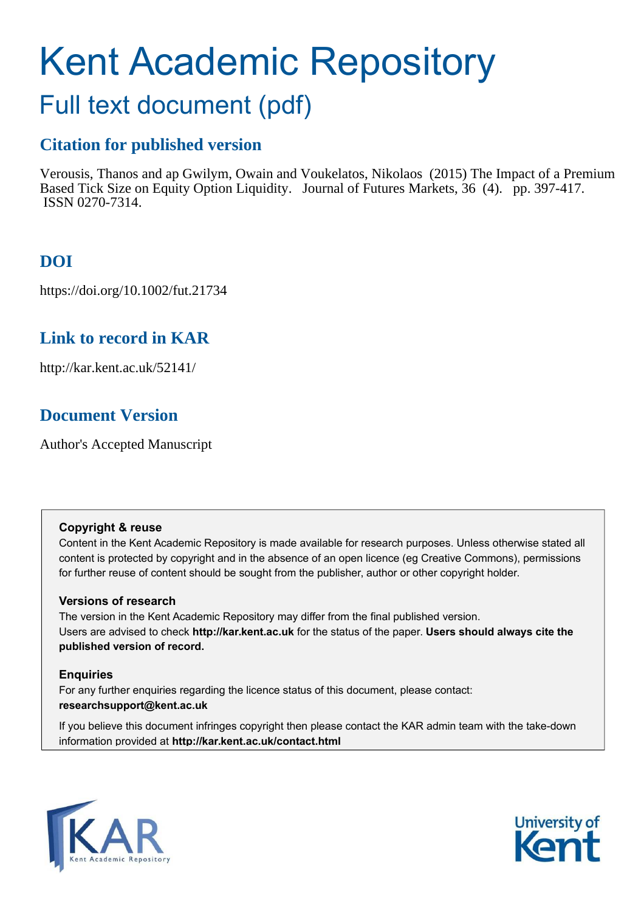# Kent Academic Repository

## Full text document (pdf)

### Citation for published version

Verousis, Thanos and ap Gwilym, Owain and Voukelatos, Nikolaos (2015) The Impact of a Premium Based Tick Size on Equity Option Liquidity. Journal of Futures Markets, 36 (4). pp. 397-417. ISSN 0270-7314.

### DOI

https://doi.org/10.1002/fut.21734

### Link to record in KAR

http://kar.kent.ac.uk/52141/

### Document Version

Author's Accepted Manuscript

**Copyright & reuse**

Content in the Kent Academic Repository is made available for research purposes. Unless otherwise stated all content is protected by copyright and in the absence of an open licence (eg Creative Commons), permissions for further reuse of content should be sought from the publisher, author or other copyright holder.

**Versions of research**

The version in the Kent Academic Repository may differ from the final published version. Users are advised to check **http://kar.kent.ac.uk** for the status of the paper. **Users should always cite the published version of record.**

**Enquiries**

For any further enquiries regarding the licence status of this document, please contact: **researchsupport@kent.ac.uk**

If you believe this document infringes copyright then please contact the KAR admin team with the take-down information provided at **http://kar.kent.ac.uk/contact.html**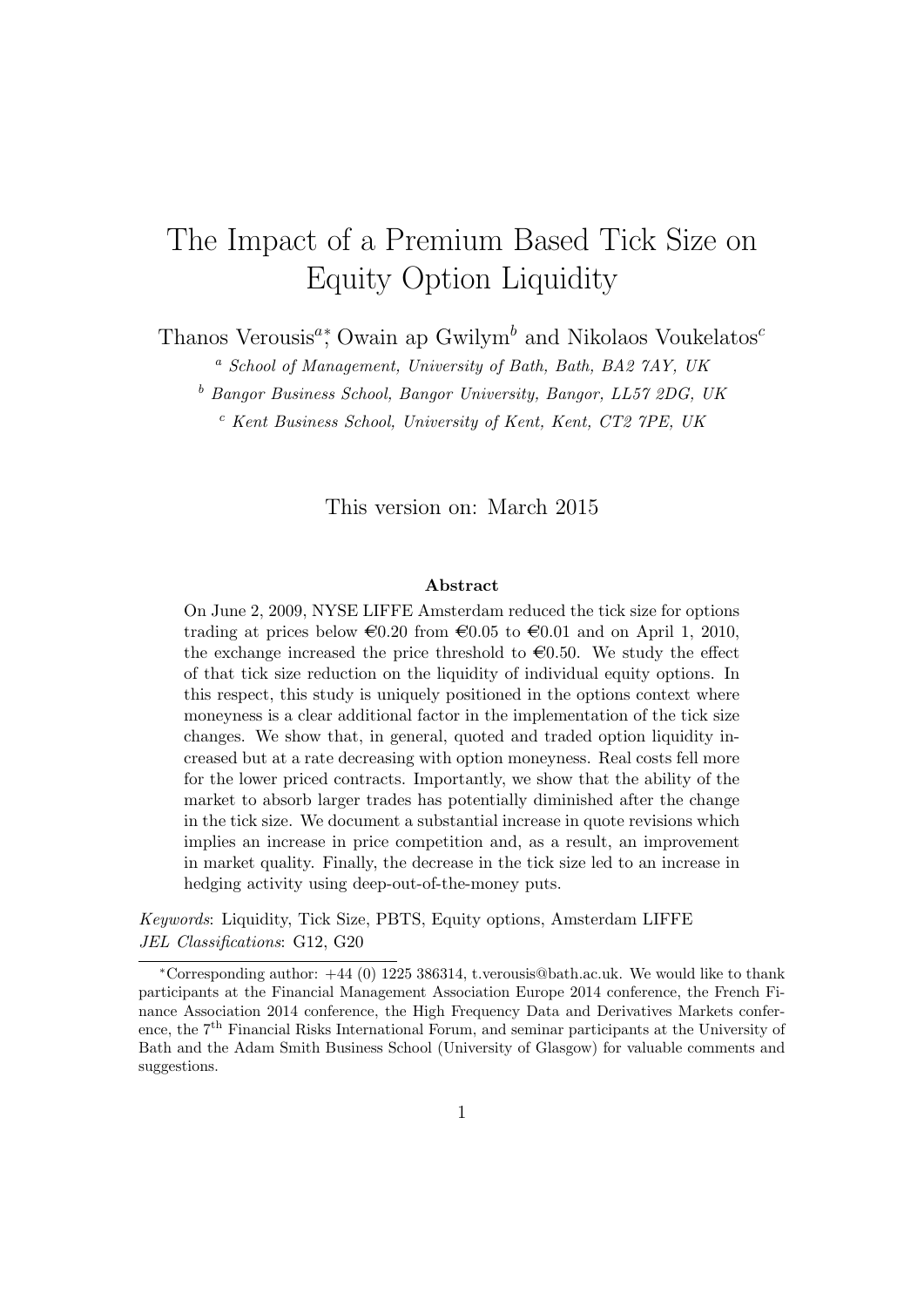# The Impact of a Premium Based Tick Size on Equity Option Liquidity

Thanos Verousis[a*], Owain ap Gwilym[b] and Nikolaos Voukelatos[c]

[a] *School of Management, University of Bath, Bath, BA2 7AY, UK*

[b] *Bangor Business School, Bangor University, Bangor, LL57 2DG, UK*

[c] *Kent Business School, University of Kent, Kent, CT2 7PE, UK*

This version on: March 2015

**Abstract**

On June 2, 2009, NYSE LIFFE Amsterdam reduced the tick size for options trading at prices below €0.20 from €0.05 to €0.01 and on April 1, 2010, the exchange increased the price threshold to €0.50. We study the effect of that tick size reduction on the liquidity of individual equity options. In this respect, this study is uniquely positioned in the options context where moneyness is a clear additional factor in the implementation of the tick size changes. We show that, in general, quoted and traded option liquidity increased but at a rate decreasing with option moneyness. Real costs fell more for the lower priced contracts. Importantly, we show that the ability of the market to absorb larger trades has potentially diminished after the change in the tick size. We document a substantial increase in quote revisions which implies an increase in price competition and, as a result, an improvement in market quality. Finally, the decrease in the tick size led to an increase in hedging activity using deep-out-of-the-money puts.

*Keywords*: Liquidity, Tick Size, PBTS, Equity options, Amsterdam LIFFE
*JEL Classifications*: G12, G20

*Corresponding author: +44 (0) 1225 386314, t.verousis@bath.ac.uk. We would like to thank participants at the Financial Management Association Europe 2014 conference, the French Finance Association 2014 conference, the High Frequency Data and Derivatives Markets conference, the 7th Financial Risks International Forum, and seminar participants at the University of Bath and the Adam Smith Business School (University of Glasgow) for valuable comments and suggestions.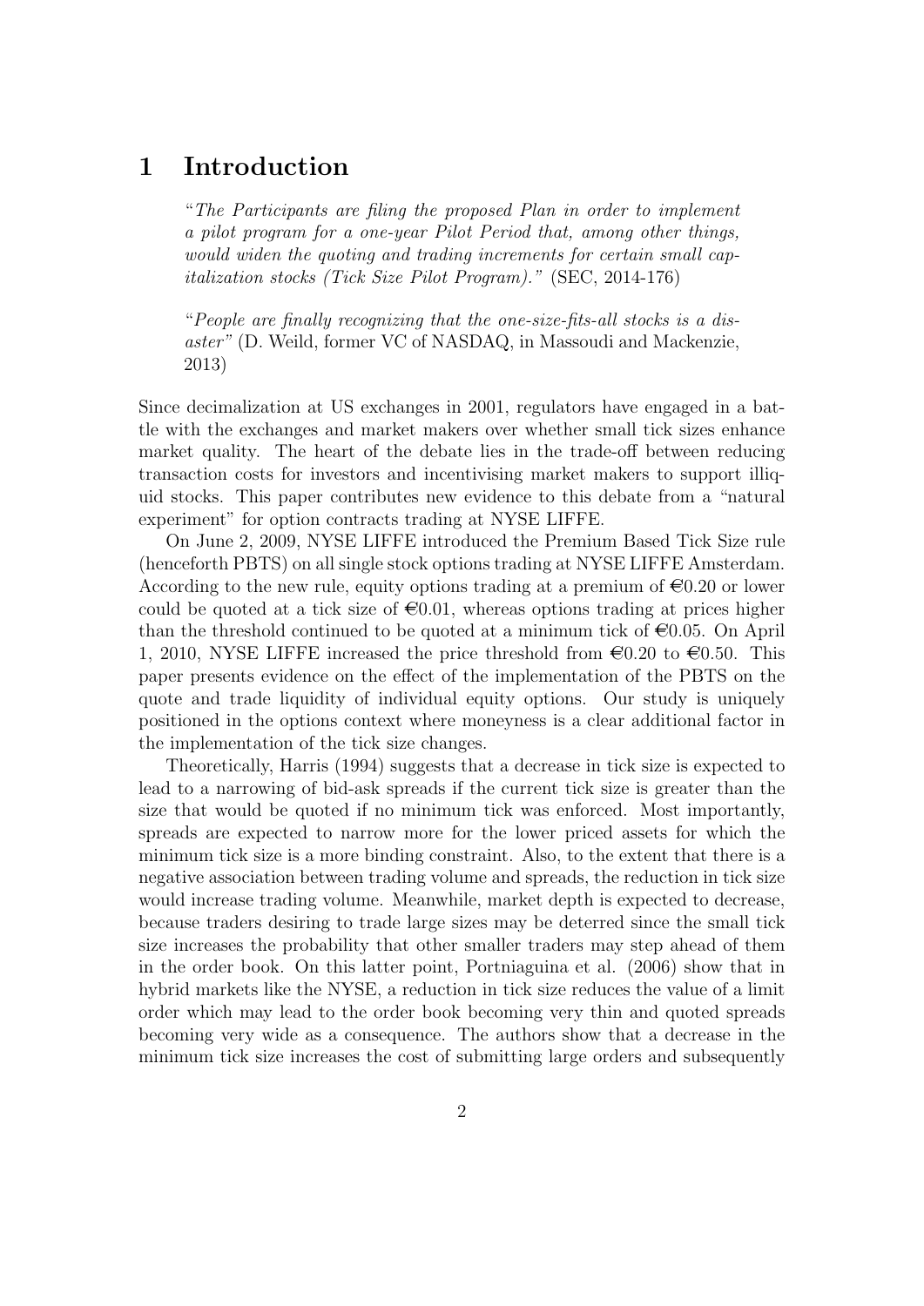# 1 Introduction

> "*The Participants are filing the proposed Plan in order to implement a pilot program for a one-year Pilot Period that, among other things, would widen the quoting and trading increments for certain small capitalization stocks (Tick Size Pilot Program).*" (SEC, 2014-176)

> "*People are finally recognizing that the one-size-fits-all stocks is a disaster*" (D. Weild, former VC of NASDAQ, in Massoudi and Mackenzie, 2013)

Since decimalization at US exchanges in 2001, regulators have engaged in a battle with the exchanges and market makers over whether small tick sizes enhance market quality. The heart of the debate lies in the trade-off between reducing transaction costs for investors and incentivising market makers to support illiquid stocks. This paper contributes new evidence to this debate from a "natural experiment" for option contracts trading at NYSE LIFFE.

On June 2, 2009, NYSE LIFFE introduced the Premium Based Tick Size rule (henceforth PBTS) on all single stock options trading at NYSE LIFFE Amsterdam. According to the new rule, equity options trading at a premium of €0.20 or lower could be quoted at a tick size of €0.01, whereas options trading at prices higher than the threshold continued to be quoted at a minimum tick of €0.05. On April 1, 2010, NYSE LIFFE increased the price threshold from €0.20 to €0.50. This paper presents evidence on the effect of the implementation of the PBTS on the quote and trade liquidity of individual equity options. Our study is uniquely positioned in the options context where moneyness is a clear additional factor in the implementation of the tick size changes.

Theoretically, Harris (1994) suggests that a decrease in tick size is expected to lead to a narrowing of bid-ask spreads if the current tick size is greater than the size that would be quoted if no minimum tick was enforced. Most importantly, spreads are expected to narrow more for the lower priced assets for which the minimum tick size is a more binding constraint. Also, to the extent that there is a negative association between trading volume and spreads, the reduction in tick size would increase trading volume. Meanwhile, market depth is expected to decrease, because traders desiring to trade large sizes may be deterred since the small tick size increases the probability that other smaller traders may step ahead of them in the order book. On this latter point, Portniaguina et al. (2006) show that in hybrid markets like the NYSE, a reduction in tick size reduces the value of a limit order which may lead to the order book becoming very thin and quoted spreads becoming very wide as a consequence. The authors show that a decrease in the minimum tick size increases the cost of submitting large orders and subsequently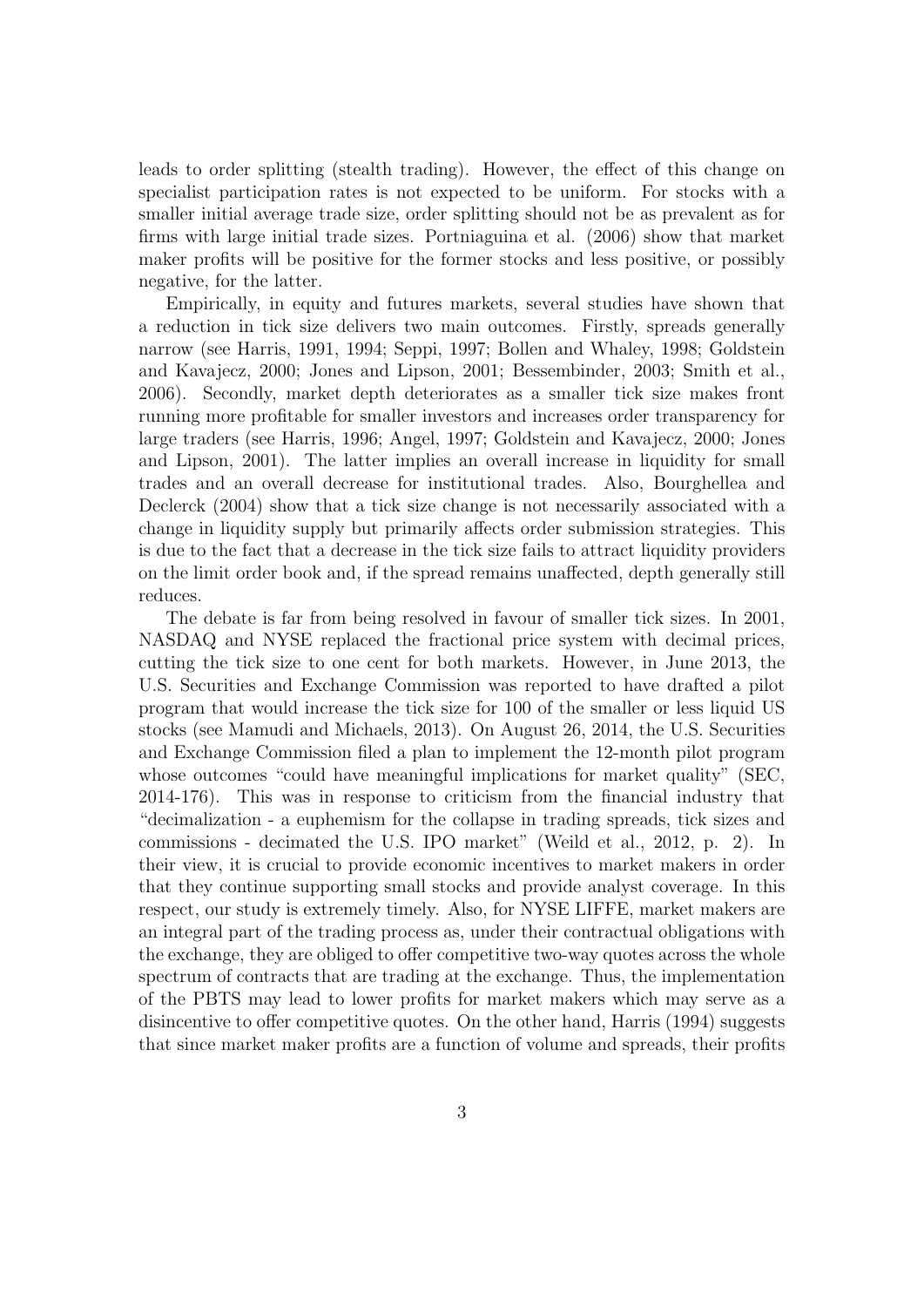leads to order splitting (stealth trading). However, the effect of this change on specialist participation rates is not expected to be uniform. For stocks with a smaller initial average trade size, order splitting should not be as prevalent as for firms with large initial trade sizes. Portniaguina et al. (2006) show that market maker profits will be positive for the former stocks and less positive, or possibly negative, for the latter.

Empirically, in equity and futures markets, several studies have shown that a reduction in tick size delivers two main outcomes. Firstly, spreads generally narrow (see Harris, 1991, 1994; Seppi, 1997; Bollen and Whaley, 1998; Goldstein and Kavajecz, 2000; Jones and Lipson, 2001; Bessembinder, 2003; Smith et al., 2006). Secondly, market depth deteriorates as a smaller tick size makes front running more profitable for smaller investors and increases order transparency for large traders (see Harris, 1996; Angel, 1997; Goldstein and Kavajecz, 2000; Jones and Lipson, 2001). The latter implies an overall increase in liquidity for small trades and an overall decrease for institutional trades. Also, Bourghellea and Declerck (2004) show that a tick size change is not necessarily associated with a change in liquidity supply but primarily affects order submission strategies. This is due to the fact that a decrease in the tick size fails to attract liquidity providers on the limit order book and, if the spread remains unaffected, depth generally still reduces.

The debate is far from being resolved in favour of smaller tick sizes. In 2001, NASDAQ and NYSE replaced the fractional price system with decimal prices, cutting the tick size to one cent for both markets. However, in June 2013, the U.S. Securities and Exchange Commission was reported to have drafted a pilot program that would increase the tick size for 100 of the smaller or less liquid US stocks (see Mamudi and Michaels, 2013). On August 26, 2014, the U.S. Securities and Exchange Commission filed a plan to implement the 12-month pilot program whose outcomes "could have meaningful implications for market quality" (SEC, 2014-176). This was in response to criticism from the financial industry that "decimalization - a euphemism for the collapse in trading spreads, tick sizes and commissions - decimated the U.S. IPO market" (Weild et al., 2012, p. 2). In their view, it is crucial to provide economic incentives to market makers in order that they continue supporting small stocks and provide analyst coverage. In this respect, our study is extremely timely. Also, for NYSE LIFFE, market makers are an integral part of the trading process as, under their contractual obligations with the exchange, they are obliged to offer competitive two-way quotes across the whole spectrum of contracts that are trading at the exchange. Thus, the implementation of the PBTS may lead to lower profits for market makers which may serve as a disincentive to offer competitive quotes. On the other hand, Harris (1994) suggests that since market maker profits are a function of volume and spreads, their profits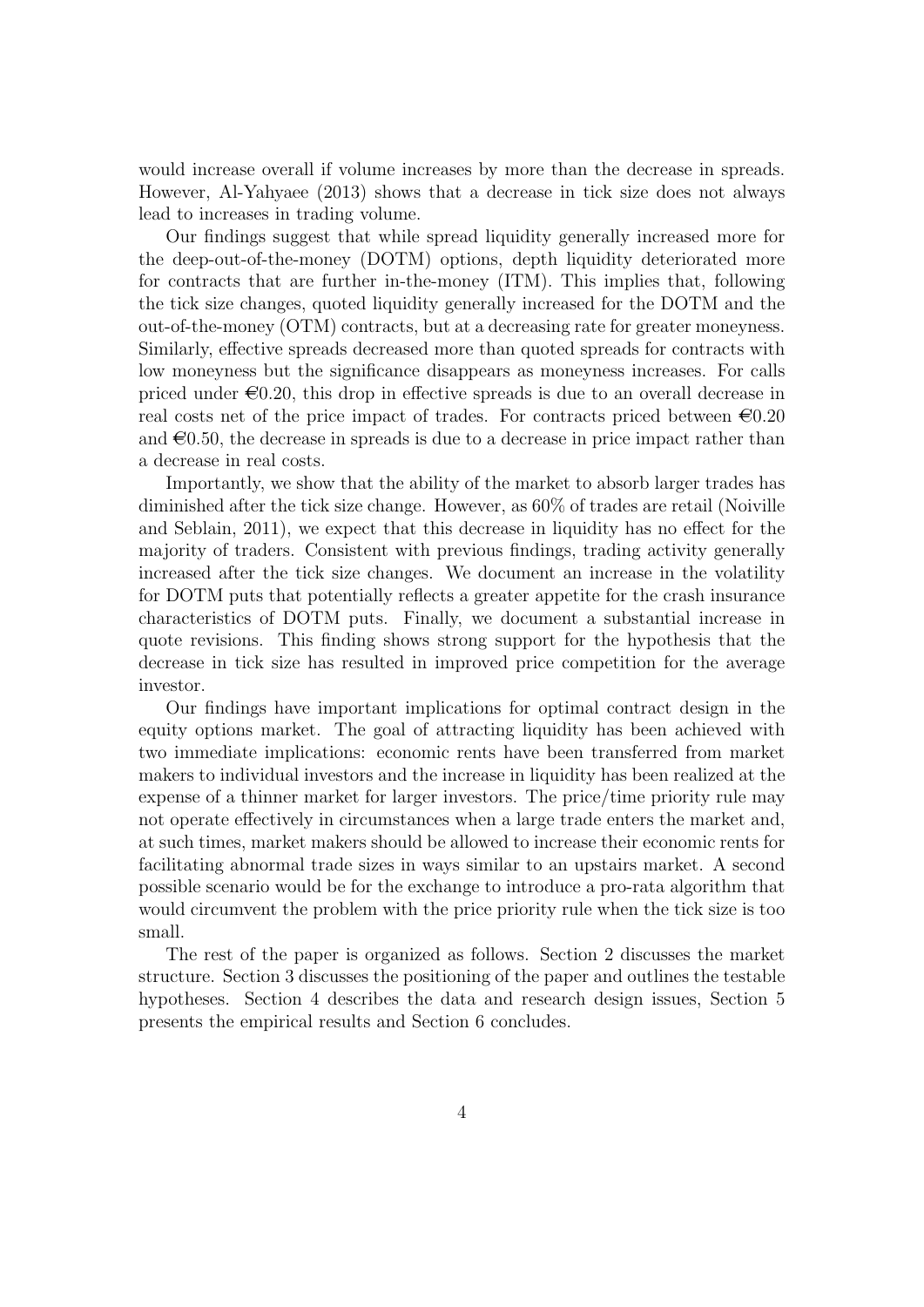would increase overall if volume increases by more than the decrease in spreads. However, Al-Yahyaee (2013) shows that a decrease in tick size does not always lead to increases in trading volume.

Our findings suggest that while spread liquidity generally increased more for the deep-out-of-the-money (DOTM) options, depth liquidity deteriorated more for contracts that are further in-the-money (ITM). This implies that, following the tick size changes, quoted liquidity generally increased for the DOTM and the out-of-the-money (OTM) contracts, but at a decreasing rate for greater moneyness. Similarly, effective spreads decreased more than quoted spreads for contracts with low moneyness but the significance disappears as moneyness increases. For calls priced under €0.20, this drop in effective spreads is due to an overall decrease in real costs net of the price impact of trades. For contracts priced between €0.20 and €0.50, the decrease in spreads is due to a decrease in price impact rather than a decrease in real costs.

Importantly, we show that the ability of the market to absorb larger trades has diminished after the tick size change. However, as 60% of trades are retail (Noiville and Seblain, 2011), we expect that this decrease in liquidity has no effect for the majority of traders. Consistent with previous findings, trading activity generally increased after the tick size changes. We document an increase in the volatility for DOTM puts that potentially reflects a greater appetite for the crash insurance characteristics of DOTM puts. Finally, we document a substantial increase in quote revisions. This finding shows strong support for the hypothesis that the decrease in tick size has resulted in improved price competition for the average investor.

Our findings have important implications for optimal contract design in the equity options market. The goal of attracting liquidity has been achieved with two immediate implications: economic rents have been transferred from market makers to individual investors and the increase in liquidity has been realized at the expense of a thinner market for larger investors. The price/time priority rule may not operate effectively in circumstances when a large trade enters the market and, at such times, market makers should be allowed to increase their economic rents for facilitating abnormal trade sizes in ways similar to an upstairs market. A second possible scenario would be for the exchange to introduce a pro-rata algorithm that would circumvent the problem with the price priority rule when the tick size is too small.

The rest of the paper is organized as follows. Section 2 discusses the market structure. Section 3 discusses the positioning of the paper and outlines the testable hypotheses. Section 4 describes the data and research design issues, Section 5 presents the empirical results and Section 6 concludes.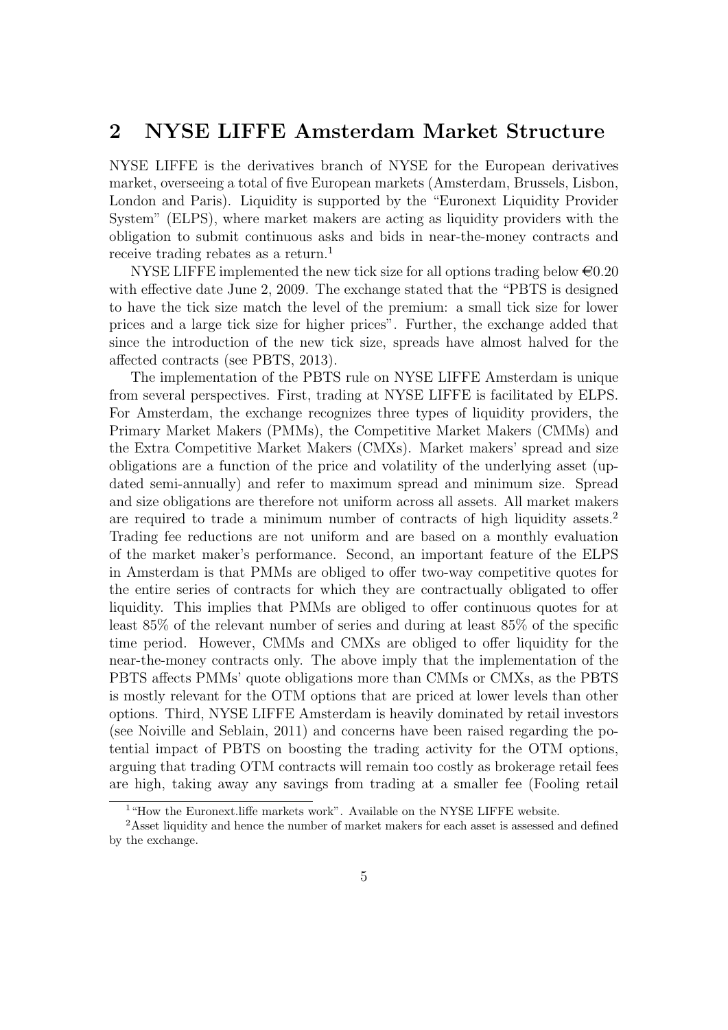## 2 NYSE LIFFE Amsterdam Market Structure

NYSE LIFFE is the derivatives branch of NYSE for the European derivatives market, overseeing a total of five European markets (Amsterdam, Brussels, Lisbon, London and Paris). Liquidity is supported by the "Euronext Liquidity Provider System" (ELPS), where market makers are acting as liquidity providers with the obligation to submit continuous asks and bids in near-the-money contracts and receive trading rebates as a return.[1]

NYSE LIFFE implemented the new tick size for all options trading below €0.20 with effective date June 2, 2009. The exchange stated that the "PBTS is designed to have the tick size match the level of the premium: a small tick size for lower prices and a large tick size for higher prices". Further, the exchange added that since the introduction of the new tick size, spreads have almost halved for the affected contracts (see PBTS, 2013).

The implementation of the PBTS rule on NYSE LIFFE Amsterdam is unique from several perspectives. First, trading at NYSE LIFFE is facilitated by ELPS. For Amsterdam, the exchange recognizes three types of liquidity providers, the Primary Market Makers (PMMs), the Competitive Market Makers (CMMs) and the Extra Competitive Market Makers (CMXs). Market makers' spread and size obligations are a function of the price and volatility of the underlying asset (updated semi-annually) and refer to maximum spread and minimum size. Spread and size obligations are therefore not uniform across all assets. All market makers are required to trade a minimum number of contracts of high liquidity assets.[2] Trading fee reductions are not uniform and are based on a monthly evaluation of the market maker's performance. Second, an important feature of the ELPS in Amsterdam is that PMMs are obliged to offer two-way competitive quotes for the entire series of contracts for which they are contractually obligated to offer liquidity. This implies that PMMs are obliged to offer continuous quotes for at least 85% of the relevant number of series and during at least 85% of the specific time period. However, CMMs and CMXs are obliged to offer liquidity for the near-the-money contracts only. The above imply that the implementation of the PBTS affects PMMs' quote obligations more than CMMs or CMXs, as the PBTS is mostly relevant for the OTM options that are priced at lower levels than other options. Third, NYSE LIFFE Amsterdam is heavily dominated by retail investors (see Noiville and Seblain, 2011) and concerns have been raised regarding the potential impact of PBTS on boosting the trading activity for the OTM options, arguing that trading OTM contracts will remain too costly as brokerage retail fees are high, taking away any savings from trading at a smaller fee (Fooling retail

[1] "How the Euronext.liffe markets work". Available on the NYSE LIFFE website.

[2] Asset liquidity and hence the number of market makers for each asset is assessed and defined by the exchange.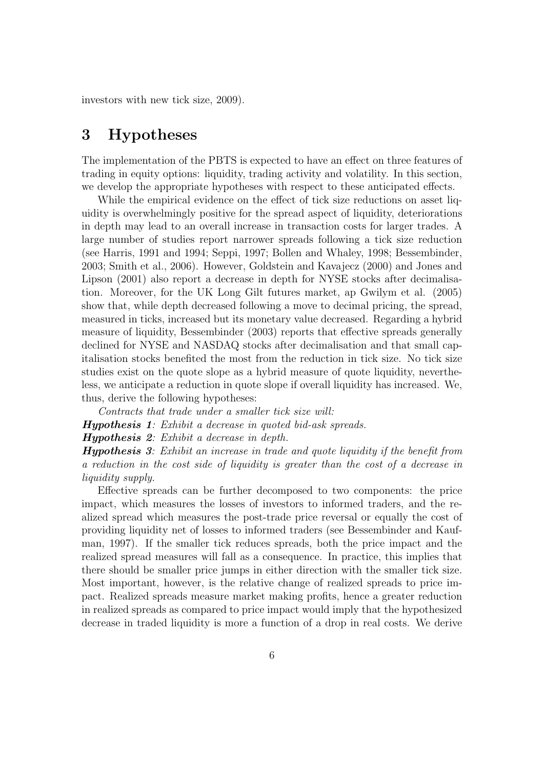investors with new tick size, 2009).

# 3 Hypotheses

The implementation of the PBTS is expected to have an effect on three features of trading in equity options: liquidity, trading activity and volatility. In this section, we develop the appropriate hypotheses with respect to these anticipated effects.

While the empirical evidence on the effect of tick size reductions on asset liquidity is overwhelmingly positive for the spread aspect of liquidity, deteriorations in depth may lead to an overall increase in transaction costs for larger trades. A large number of studies report narrower spreads following a tick size reduction (see Harris, 1991 and 1994; Seppi, 1997; Bollen and Whaley, 1998; Bessembinder, 2003; Smith et al., 2006). However, Goldstein and Kavajecz (2000) and Jones and Lipson (2001) also report a decrease in depth for NYSE stocks after decimalisation. Moreover, for the UK Long Gilt futures market, ap Gwilym et al. (2005) show that, while depth decreased following a move to decimal pricing, the spread, measured in ticks, increased but its monetary value decreased. Regarding a hybrid measure of liquidity, Bessembinder (2003) reports that effective spreads generally declined for NYSE and NASDAQ stocks after decimalisation and that small capitalisation stocks benefited the most from the reduction in tick size. No tick size studies exist on the quote slope as a hybrid measure of quote liquidity, nevertheless, we anticipate a reduction in quote slope if overall liquidity has increased. We, thus, derive the following hypotheses:

*Contracts that trade under a smaller tick size will:*

***Hypothesis 1***: *Exhibit a decrease in quoted bid-ask spreads.*

***Hypothesis 2***: *Exhibit a decrease in depth.*

***Hypothesis 3***: *Exhibit an increase in trade and quote liquidity if the benefit from a reduction in the cost side of liquidity is greater than the cost of a decrease in liquidity supply.*

Effective spreads can be further decomposed to two components: the price impact, which measures the losses of investors to informed traders, and the realized spread which measures the post-trade price reversal or equally the cost of providing liquidity net of losses to informed traders (see Bessembinder and Kaufman, 1997). If the smaller tick reduces spreads, both the price impact and the realized spread measures will fall as a consequence. In practice, this implies that there should be smaller price jumps in either direction with the smaller tick size. Most important, however, is the relative change of realized spreads to price impact. Realized spreads measure market making profits, hence a greater reduction in realized spreads as compared to price impact would imply that the hypothesized decrease in traded liquidity is more a function of a drop in real costs. We derive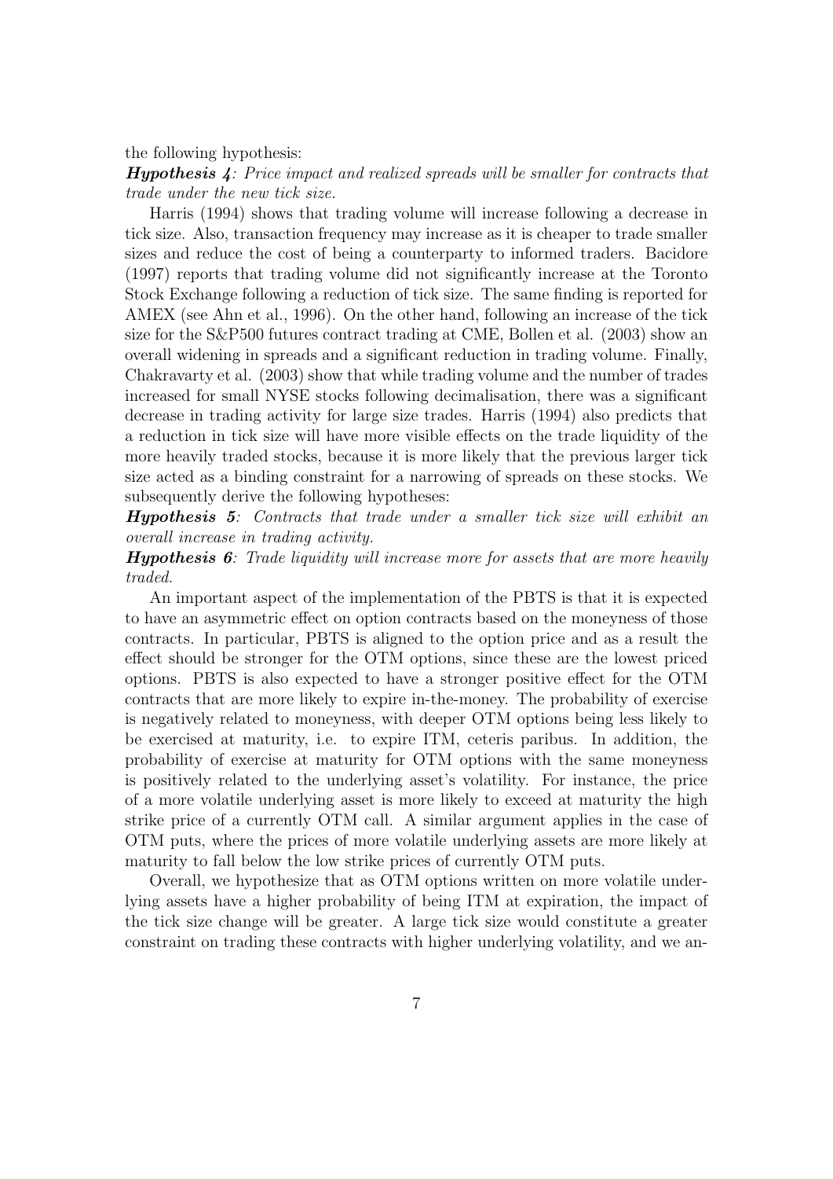the following hypothesis:

***Hypothesis 4****: Price impact and realized spreads will be smaller for contracts that trade under the new tick size.*

Harris (1994) shows that trading volume will increase following a decrease in tick size. Also, transaction frequency may increase as it is cheaper to trade smaller sizes and reduce the cost of being a counterparty to informed traders. Bacidore (1997) reports that trading volume did not significantly increase at the Toronto Stock Exchange following a reduction of tick size. The same finding is reported for AMEX (see Ahn et al., 1996). On the other hand, following an increase of the tick size for the S&P500 futures contract trading at CME, Bollen et al. (2003) show an overall widening in spreads and a significant reduction in trading volume. Finally, Chakravarty et al. (2003) show that while trading volume and the number of trades increased for small NYSE stocks following decimalisation, there was a significant decrease in trading activity for large size trades. Harris (1994) also predicts that a reduction in tick size will have more visible effects on the trade liquidity of the more heavily traded stocks, because it is more likely that the previous larger tick size acted as a binding constraint for a narrowing of spreads on these stocks. We subsequently derive the following hypotheses:

***Hypothesis 5****: Contracts that trade under a smaller tick size will exhibit an overall increase in trading activity.*

***Hypothesis 6****: Trade liquidity will increase more for assets that are more heavily traded.*

An important aspect of the implementation of the PBTS is that it is expected to have an asymmetric effect on option contracts based on the moneyness of those contracts. In particular, PBTS is aligned to the option price and as a result the effect should be stronger for the OTM options, since these are the lowest priced options. PBTS is also expected to have a stronger positive effect for the OTM contracts that are more likely to expire in-the-money. The probability of exercise is negatively related to moneyness, with deeper OTM options being less likely to be exercised at maturity, i.e. to expire ITM, ceteris paribus. In addition, the probability of exercise at maturity for OTM options with the same moneyness is positively related to the underlying asset's volatility. For instance, the price of a more volatile underlying asset is more likely to exceed at maturity the high strike price of a currently OTM call. A similar argument applies in the case of OTM puts, where the prices of more volatile underlying assets are more likely at maturity to fall below the low strike prices of currently OTM puts.

Overall, we hypothesize that as OTM options written on more volatile underlying assets have a higher probability of being ITM at expiration, the impact of the tick size change will be greater. A large tick size would constitute a greater constraint on trading these contracts with higher underlying volatility, and we an-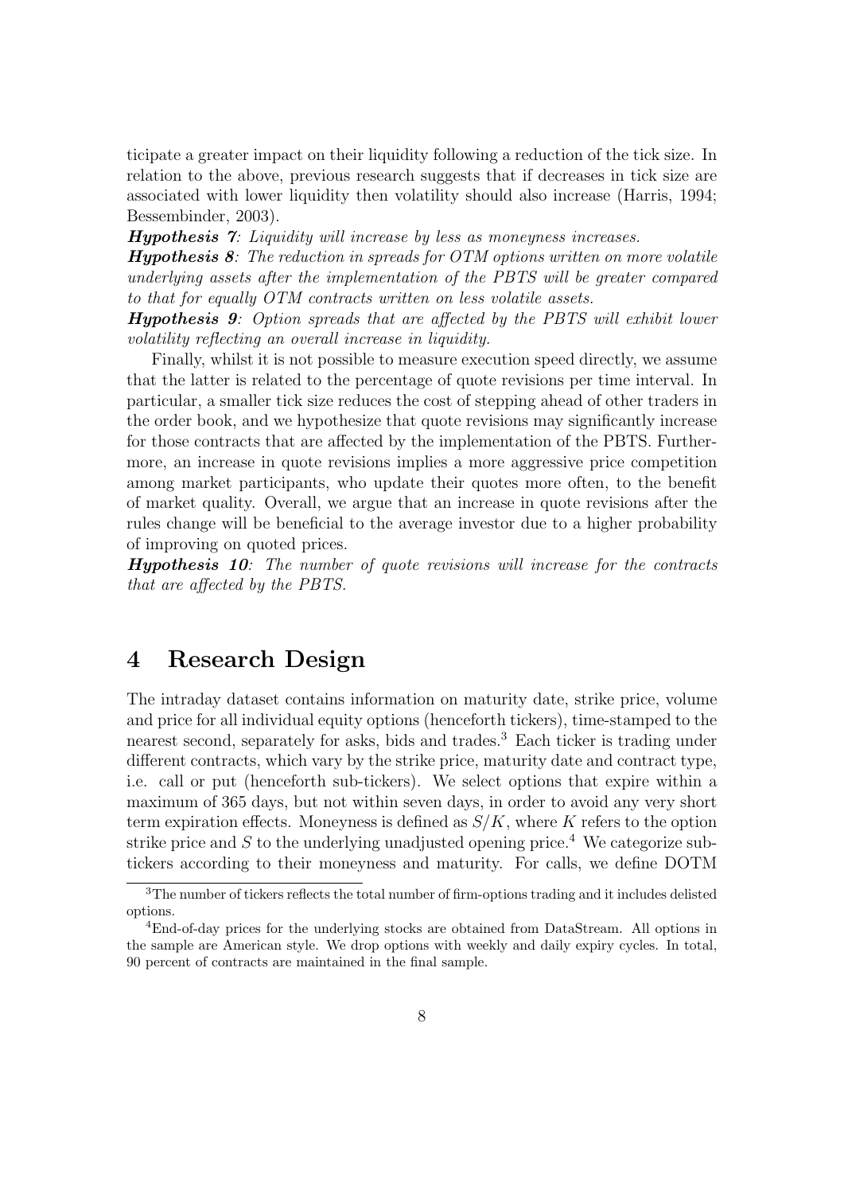ticipate a greater impact on their liquidity following a reduction of the tick size. In relation to the above, previous research suggests that if decreases in tick size are associated with lower liquidity then volatility should also increase (Harris, 1994; Bessembinder, 2003).

***Hypothesis 7***: *Liquidity will increase by less as moneyness increases.*

***Hypothesis 8***: *The reduction in spreads for OTM options written on more volatile underlying assets after the implementation of the PBTS will be greater compared to that for equally OTM contracts written on less volatile assets.*

***Hypothesis 9***: *Option spreads that are affected by the PBTS will exhibit lower volatility reflecting an overall increase in liquidity.*

Finally, whilst it is not possible to measure execution speed directly, we assume that the latter is related to the percentage of quote revisions per time interval. In particular, a smaller tick size reduces the cost of stepping ahead of other traders in the order book, and we hypothesize that quote revisions may significantly increase for those contracts that are affected by the implementation of the PBTS. Furthermore, an increase in quote revisions implies a more aggressive price competition among market participants, who update their quotes more often, to the benefit of market quality. Overall, we argue that an increase in quote revisions after the rules change will be beneficial to the average investor due to a higher probability of improving on quoted prices.

***Hypothesis 10***: *The number of quote revisions will increase for the contracts that are affected by the PBTS.*

# 4 Research Design

The intraday dataset contains information on maturity date, strike price, volume and price for all individual equity options (henceforth tickers), time-stamped to the nearest second, separately for asks, bids and trades.[3] Each ticker is trading under different contracts, which vary by the strike price, maturity date and contract type, i.e. call or put (henceforth sub-tickers). We select options that expire within a maximum of 365 days, but not within seven days, in order to avoid any very short term expiration effects. Moneyness is defined as $S/K$, where $K$ refers to the option strike price and $S$ to the underlying unadjusted opening price.[4] We categorize sub-tickers according to their moneyness and maturity. For calls, we define DOTM

[3] The number of tickers reflects the total number of firm-options trading and it includes delisted options.

[4] End-of-day prices for the underlying stocks are obtained from DataStream. All options in the sample are American style. We drop options with weekly and daily expiry cycles. In total, 90 percent of contracts are maintained in the final sample.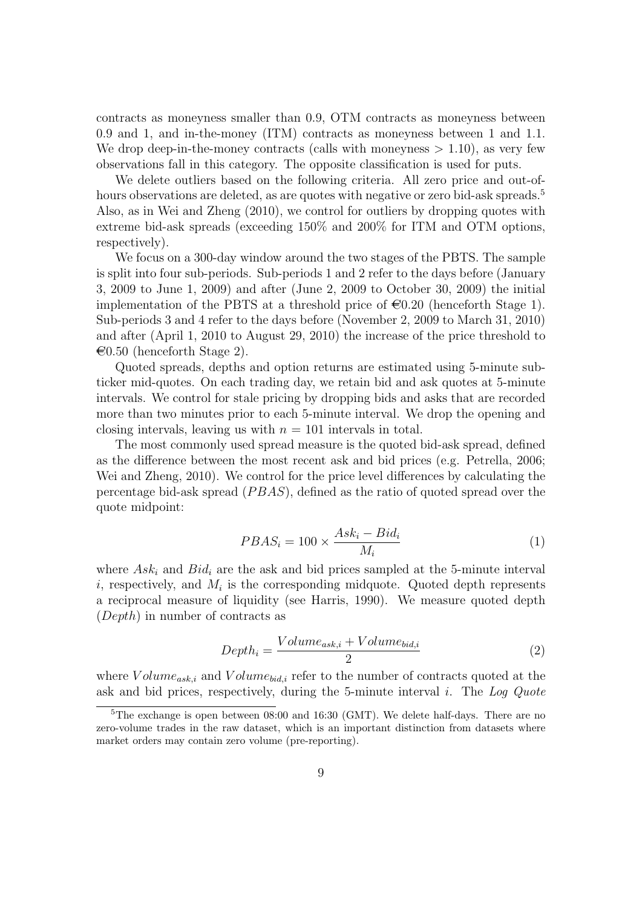contracts as moneyness smaller than 0.9, OTM contracts as moneyness between 0.9 and 1, and in-the-money (ITM) contracts as moneyness between 1 and 1.1. We drop deep-in-the-money contracts (calls with moneyness > 1.10), as very few observations fall in this category. The opposite classification is used for puts.

We delete outliers based on the following criteria. All zero price and out-of-hours observations are deleted, as are quotes with negative or zero bid-ask spreads.[5] Also, as in Wei and Zheng (2010), we control for outliers by dropping quotes with extreme bid-ask spreads (exceeding 150% and 200% for ITM and OTM options, respectively).

We focus on a 300-day window around the two stages of the PBTS. The sample is split into four sub-periods. Sub-periods 1 and 2 refer to the days before (January 3, 2009 to June 1, 2009) and after (June 2, 2009 to October 30, 2009) the initial implementation of the PBTS at a threshold price of €0.20 (henceforth Stage 1). Sub-periods 3 and 4 refer to the days before (November 2, 2009 to March 31, 2010) and after (April 1, 2010 to August 29, 2010) the increase of the price threshold to €0.50 (henceforth Stage 2).

Quoted spreads, depths and option returns are estimated using 5-minute sub-ticker mid-quotes. On each trading day, we retain bid and ask quotes at 5-minute intervals. We control for stale pricing by dropping bids and asks that are recorded more than two minutes prior to each 5-minute interval. We drop the opening and closing intervals, leaving us with $n = 101$ intervals in total.

The most commonly used spread measure is the quoted bid-ask spread, defined as the difference between the most recent ask and bid prices (e.g. Petrella, 2006; Wei and Zheng, 2010). We control for the price level differences by calculating the percentage bid-ask spread ($PBAS$), defined as the ratio of quoted spread over the quote midpoint:

$$PBAS_i = 100 \times \frac{Ask_i - Bid_i}{M_i} \tag{1}$$

where $Ask_i$ and $Bid_i$ are the ask and bid prices sampled at the 5-minute interval $i$, respectively, and $M_i$ is the corresponding midquote. Quoted depth represents a reciprocal measure of liquidity (see Harris, 1990). We measure quoted depth ($Depth$) in number of contracts as

$$Depth_i = \frac{Volume_{ask,i} + Volume_{bid,i}}{2} \tag{2}$$

where $Volume_{ask,i}$ and $Volume_{bid,i}$ refer to the number of contracts quoted at the ask and bid prices, respectively, during the 5-minute interval $i$. The *Log Quote*

[5] The exchange is open between 08:00 and 16:30 (GMT). We delete half-days. There are no zero-volume trades in the raw dataset, which is an important distinction from datasets where market orders may contain zero volume (pre-reporting).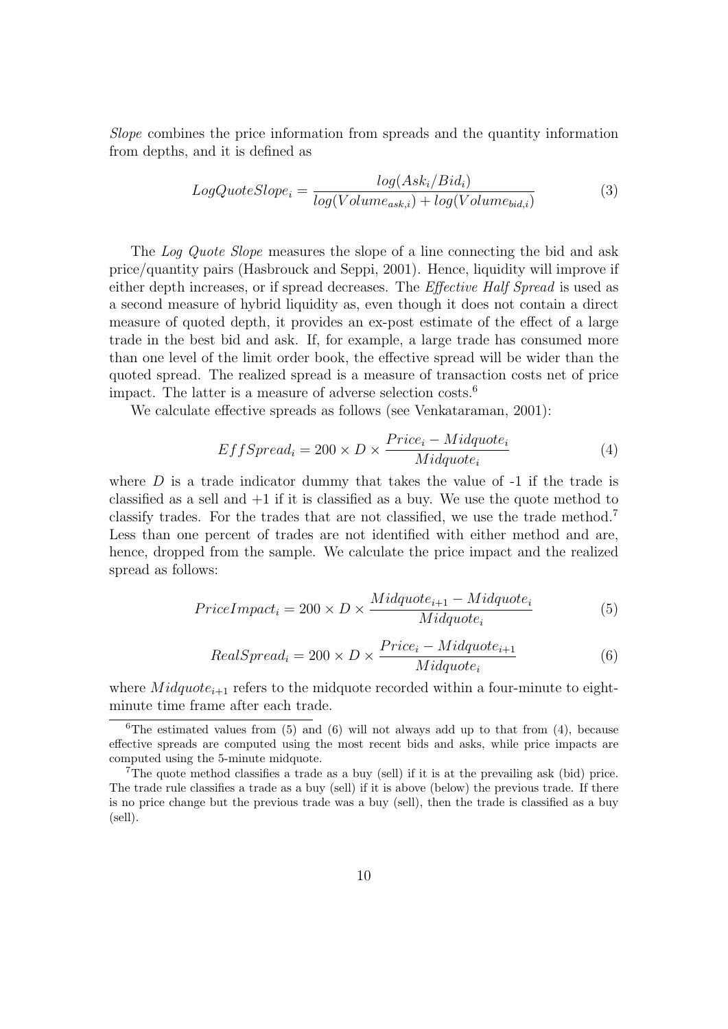*Slope* combines the price information from spreads and the quantity information from depths, and it is defined as

$$LogQuoteSlope_i = \frac{log(Ask_i/Bid_i)}{log(Volume_{ask,i}) + log(Volume_{bid,i})} \tag{3}$$

The *Log Quote Slope* measures the slope of a line connecting the bid and ask price/quantity pairs (Hasbrouck and Seppi, 2001). Hence, liquidity will improve if either depth increases, or if spread decreases. The *Effective Half Spread* is used as a second measure of hybrid liquidity as, even though it does not contain a direct measure of quoted depth, it provides an ex-post estimate of the effect of a large trade in the best bid and ask. If, for example, a large trade has consumed more than one level of the limit order book, the effective spread will be wider than the quoted spread. The realized spread is a measure of transaction costs net of price impact. The latter is a measure of adverse selection costs.[6]

We calculate effective spreads as follows (see Venkataraman, 2001):

$$EffSpread_i = 200 \times D \times \frac{Price_i - Midquote_i}{Midquote_i} \tag{4}$$

where $D$ is a trade indicator dummy that takes the value of -1 if the trade is classified as a sell and +1 if it is classified as a buy. We use the quote method to classify trades. For the trades that are not classified, we use the trade method.[7] Less than one percent of trades are not identified with either method and are, hence, dropped from the sample. We calculate the price impact and the realized spread as follows:

$$PriceImpact_i = 200 \times D \times \frac{Midquote_{i+1} - Midquote_i}{Midquote_i} \tag{5}$$

$$RealSpread_i = 200 \times D \times \frac{Price_i - Midquote_{i+1}}{Midquote_i} \tag{6}$$

where $Midquote_{i+1}$ refers to the midquote recorded within a four-minute to eight-minute time frame after each trade.

[6] The estimated values from (5) and (6) will not always add up to that from (4), because effective spreads are computed using the most recent bids and asks, while price impacts are computed using the 5-minute midquote.

[7] The quote method classifies a trade as a buy (sell) if it is at the prevailing ask (bid) price. The trade rule classifies a trade as a buy (sell) if it is above (below) the previous trade. If there is no price change but the previous trade was a buy (sell), then the trade is classified as a buy (sell).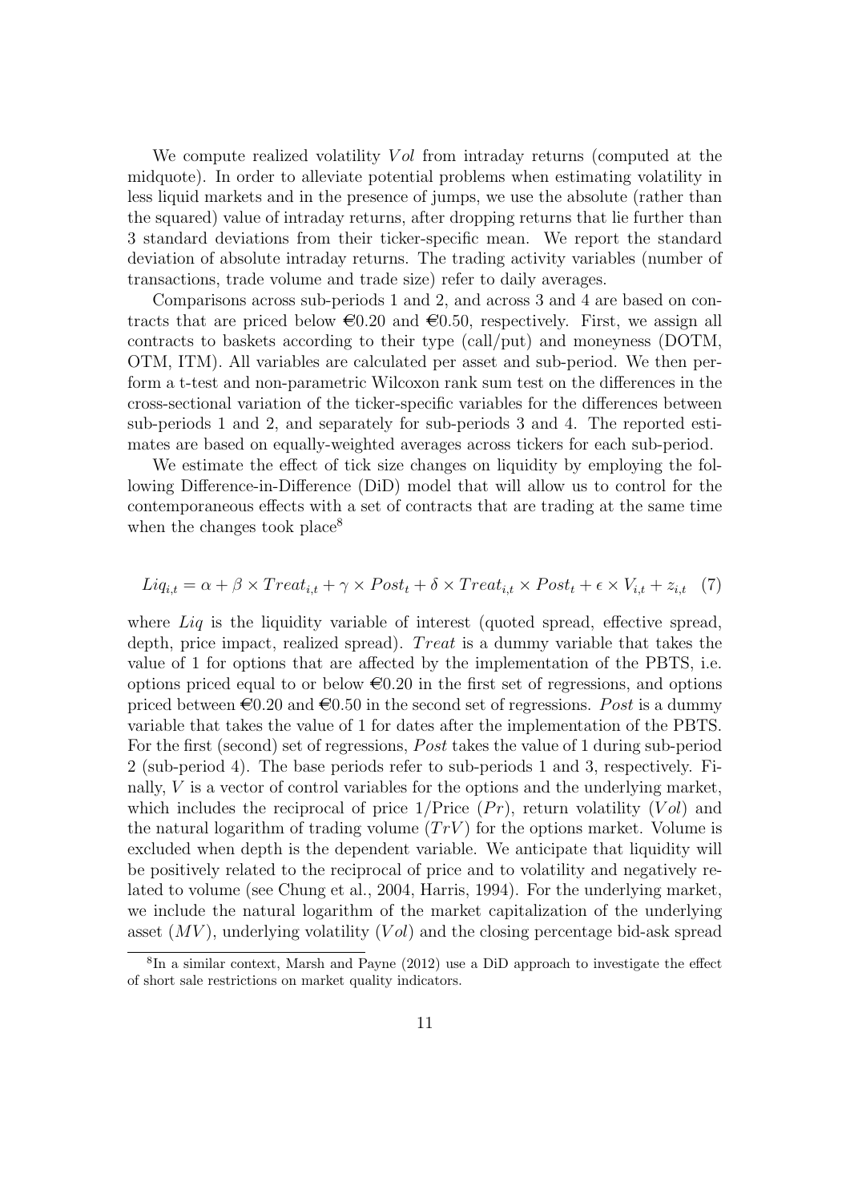We compute realized volatility $Vol$ from intraday returns (computed at the midquote). In order to alleviate potential problems when estimating volatility in less liquid markets and in the presence of jumps, we use the absolute (rather than the squared) value of intraday returns, after dropping returns that lie further than 3 standard deviations from their ticker-specific mean. We report the standard deviation of absolute intraday returns. The trading activity variables (number of transactions, trade volume and trade size) refer to daily averages.

Comparisons across sub-periods 1 and 2, and across 3 and 4 are based on contracts that are priced below €0.20 and €0.50, respectively. First, we assign all contracts to baskets according to their type (call/put) and moneyness (DOTM, OTM, ITM). All variables are calculated per asset and sub-period. We then perform a t-test and non-parametric Wilcoxon rank sum test on the differences in the cross-sectional variation of the ticker-specific variables for the differences between sub-periods 1 and 2, and separately for sub-periods 3 and 4. The reported estimates are based on equally-weighted averages across tickers for each sub-period.

We estimate the effect of tick size changes on liquidity by employing the following Difference-in-Difference (DiD) model that will allow us to control for the contemporaneous effects with a set of contracts that are trading at the same time when the changes took place[8]

$$Liq_{i,t} = \alpha + \beta \times Treat_{i,t} + \gamma \times Post_t + \delta \times Treat_{i,t} \times Post_t + \epsilon \times V_{i,t} + z_{i,t} \quad (7)$$

where $Liq$ is the liquidity variable of interest (quoted spread, effective spread, depth, price impact, realized spread). $Treat$ is a dummy variable that takes the value of 1 for options that are affected by the implementation of the PBTS, i.e. options priced equal to or below €0.20 in the first set of regressions, and options priced between €0.20 and €0.50 in the second set of regressions. $Post$ is a dummy variable that takes the value of 1 for dates after the implementation of the PBTS. For the first (second) set of regressions, $Post$ takes the value of 1 during sub-period 2 (sub-period 4). The base periods refer to sub-periods 1 and 3, respectively. Finally, $V$ is a vector of control variables for the options and the underlying market, which includes the reciprocal of price 1/Price ($Pr$), return volatility ($Vol$) and the natural logarithm of trading volume ($TrV$) for the options market. Volume is excluded when depth is the dependent variable. We anticipate that liquidity will be positively related to the reciprocal of price and to volatility and negatively related to volume (see Chung et al., 2004, Harris, 1994). For the underlying market, we include the natural logarithm of the market capitalization of the underlying asset ($MV$), underlying volatility ($Vol$) and the closing percentage bid-ask spread

[8] In a similar context, Marsh and Payne (2012) use a DiD approach to investigate the effect of short sale restrictions on market quality indicators.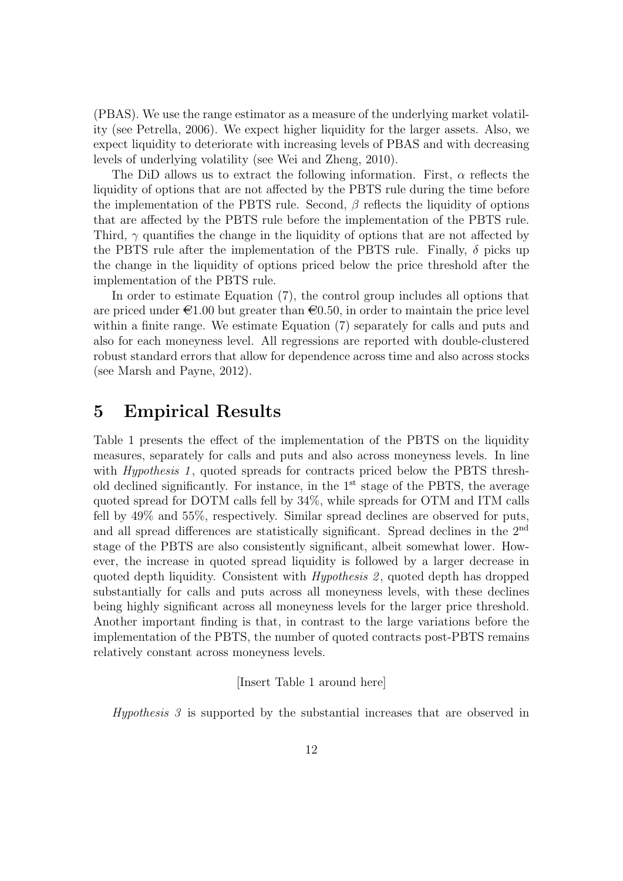(PBAS). We use the range estimator as a measure of the underlying market volatility (see Petrella, 2006). We expect higher liquidity for the larger assets. Also, we expect liquidity to deteriorate with increasing levels of PBAS and with decreasing levels of underlying volatility (see Wei and Zheng, 2010).

The DiD allows us to extract the following information. First, $\alpha$ reflects the liquidity of options that are not affected by the PBTS rule during the time before the implementation of the PBTS rule. Second, $\beta$ reflects the liquidity of options that are affected by the PBTS rule before the implementation of the PBTS rule. Third, $\gamma$ quantifies the change in the liquidity of options that are not affected by the PBTS rule after the implementation of the PBTS rule. Finally, $\delta$ picks up the change in the liquidity of options priced below the price threshold after the implementation of the PBTS rule.

In order to estimate Equation (7), the control group includes all options that are priced under €1.00 but greater than €0.50, in order to maintain the price level within a finite range. We estimate Equation (7) separately for calls and puts and also for each moneyness level. All regressions are reported with double-clustered robust standard errors that allow for dependence across time and also across stocks (see Marsh and Payne, 2012).

# 5 Empirical Results

Table 1 presents the effect of the implementation of the PBTS on the liquidity measures, separately for calls and puts and also across moneyness levels. In line with *Hypothesis 1*, quoted spreads for contracts priced below the PBTS threshold declined significantly. For instance, in the 1st stage of the PBTS, the average quoted spread for DOTM calls fell by 34%, while spreads for OTM and ITM calls fell by 49% and 55%, respectively. Similar spread declines are observed for puts, and all spread differences are statistically significant. Spread declines in the 2nd stage of the PBTS are also consistently significant, albeit somewhat lower. However, the increase in quoted spread liquidity is followed by a larger decrease in quoted depth liquidity. Consistent with *Hypothesis 2*, quoted depth has dropped substantially for calls and puts across all moneyness levels, with these declines being highly significant across all moneyness levels for the larger price threshold. Another important finding is that, in contrast to the large variations before the implementation of the PBTS, the number of quoted contracts post-PBTS remains relatively constant across moneyness levels.

[Insert Table 1 around here]

*Hypothesis 3* is supported by the substantial increases that are observed in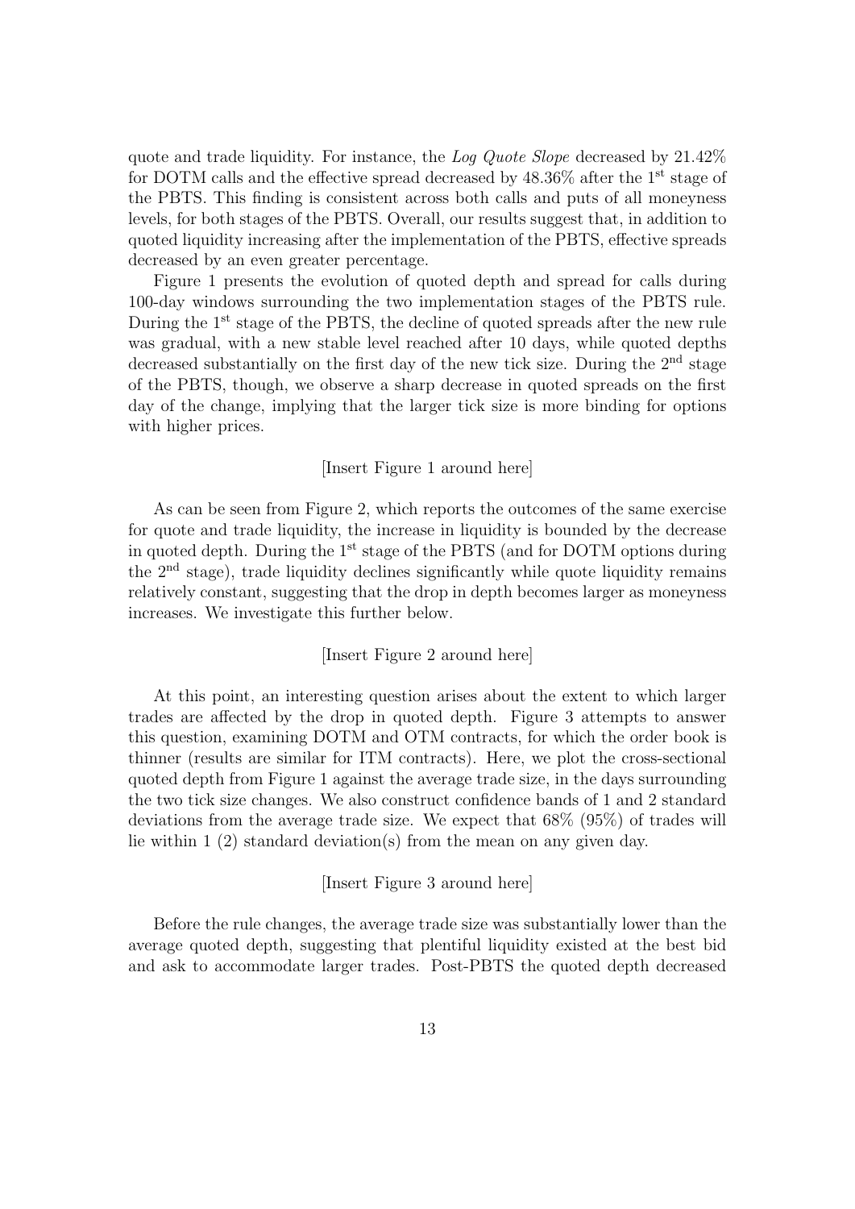quote and trade liquidity. For instance, the *Log Quote Slope* decreased by 21.42% for DOTM calls and the effective spread decreased by 48.36% after the 1st stage of the PBTS. This finding is consistent across both calls and puts of all moneyness levels, for both stages of the PBTS. Overall, our results suggest that, in addition to quoted liquidity increasing after the implementation of the PBTS, effective spreads decreased by an even greater percentage.

Figure 1 presents the evolution of quoted depth and spread for calls during 100-day windows surrounding the two implementation stages of the PBTS rule. During the 1st stage of the PBTS, the decline of quoted spreads after the new rule was gradual, with a new stable level reached after 10 days, while quoted depths decreased substantially on the first day of the new tick size. During the 2nd stage of the PBTS, though, we observe a sharp decrease in quoted spreads on the first day of the change, implying that the larger tick size is more binding for options with higher prices.

[Insert Figure 1 around here]

As can be seen from Figure 2, which reports the outcomes of the same exercise for quote and trade liquidity, the increase in liquidity is bounded by the decrease in quoted depth. During the 1st stage of the PBTS (and for DOTM options during the 2nd stage), trade liquidity declines significantly while quote liquidity remains relatively constant, suggesting that the drop in depth becomes larger as moneyness increases. We investigate this further below.

[Insert Figure 2 around here]

At this point, an interesting question arises about the extent to which larger trades are affected by the drop in quoted depth. Figure 3 attempts to answer this question, examining DOTM and OTM contracts, for which the order book is thinner (results are similar for ITM contracts). Here, we plot the cross-sectional quoted depth from Figure 1 against the average trade size, in the days surrounding the two tick size changes. We also construct confidence bands of 1 and 2 standard deviations from the average trade size. We expect that 68% (95%) of trades will lie within 1 (2) standard deviation(s) from the mean on any given day.

[Insert Figure 3 around here]

Before the rule changes, the average trade size was substantially lower than the average quoted depth, suggesting that plentiful liquidity existed at the best bid and ask to accommodate larger trades. Post-PBTS the quoted depth decreased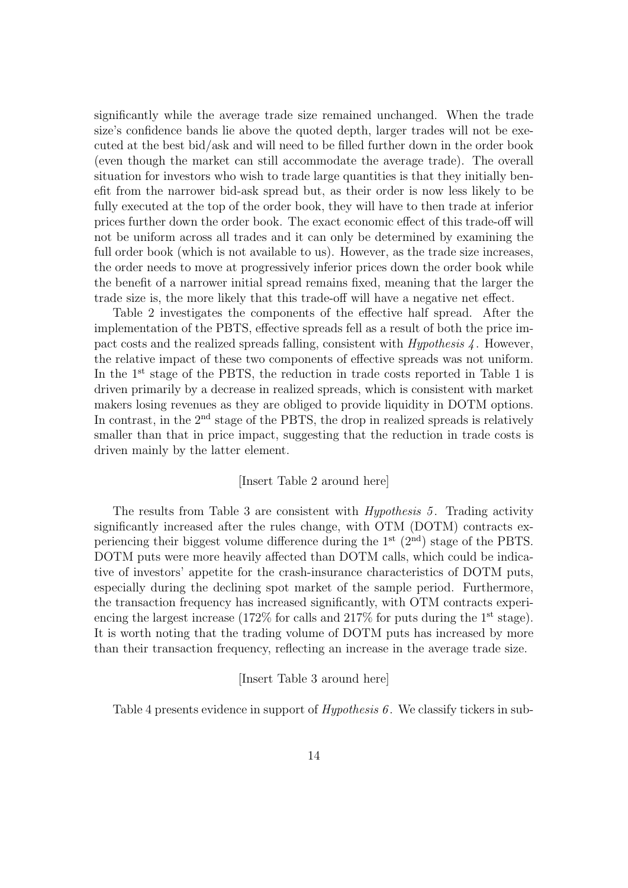significantly while the average trade size remained unchanged. When the trade size's confidence bands lie above the quoted depth, larger trades will not be executed at the best bid/ask and will need to be filled further down in the order book (even though the market can still accommodate the average trade). The overall situation for investors who wish to trade large quantities is that they initially benefit from the narrower bid-ask spread but, as their order is now less likely to be fully executed at the top of the order book, they will have to then trade at inferior prices further down the order book. The exact economic effect of this trade-off will not be uniform across all trades and it can only be determined by examining the full order book (which is not available to us). However, as the trade size increases, the order needs to move at progressively inferior prices down the order book while the benefit of a narrower initial spread remains fixed, meaning that the larger the trade size is, the more likely that this trade-off will have a negative net effect.

Table 2 investigates the components of the effective half spread. After the implementation of the PBTS, effective spreads fell as a result of both the price impact costs and the realized spreads falling, consistent with *Hypothesis 4*. However, the relative impact of these two components of effective spreads was not uniform. In the 1st stage of the PBTS, the reduction in trade costs reported in Table 1 is driven primarily by a decrease in realized spreads, which is consistent with market makers losing revenues as they are obliged to provide liquidity in DOTM options. In contrast, in the 2nd stage of the PBTS, the drop in realized spreads is relatively smaller than that in price impact, suggesting that the reduction in trade costs is driven mainly by the latter element.

[Insert Table 2 around here]

The results from Table 3 are consistent with *Hypothesis 5*. Trading activity significantly increased after the rules change, with OTM (DOTM) contracts experiencing their biggest volume difference during the 1st (2nd) stage of the PBTS. DOTM puts were more heavily affected than DOTM calls, which could be indicative of investors' appetite for the crash-insurance characteristics of DOTM puts, especially during the declining spot market of the sample period. Furthermore, the transaction frequency has increased significantly, with OTM contracts experiencing the largest increase (172% for calls and 217% for puts during the 1st stage). It is worth noting that the trading volume of DOTM puts has increased by more than their transaction frequency, reflecting an increase in the average trade size.

[Insert Table 3 around here]

Table 4 presents evidence in support of *Hypothesis 6*. We classify tickers in sub-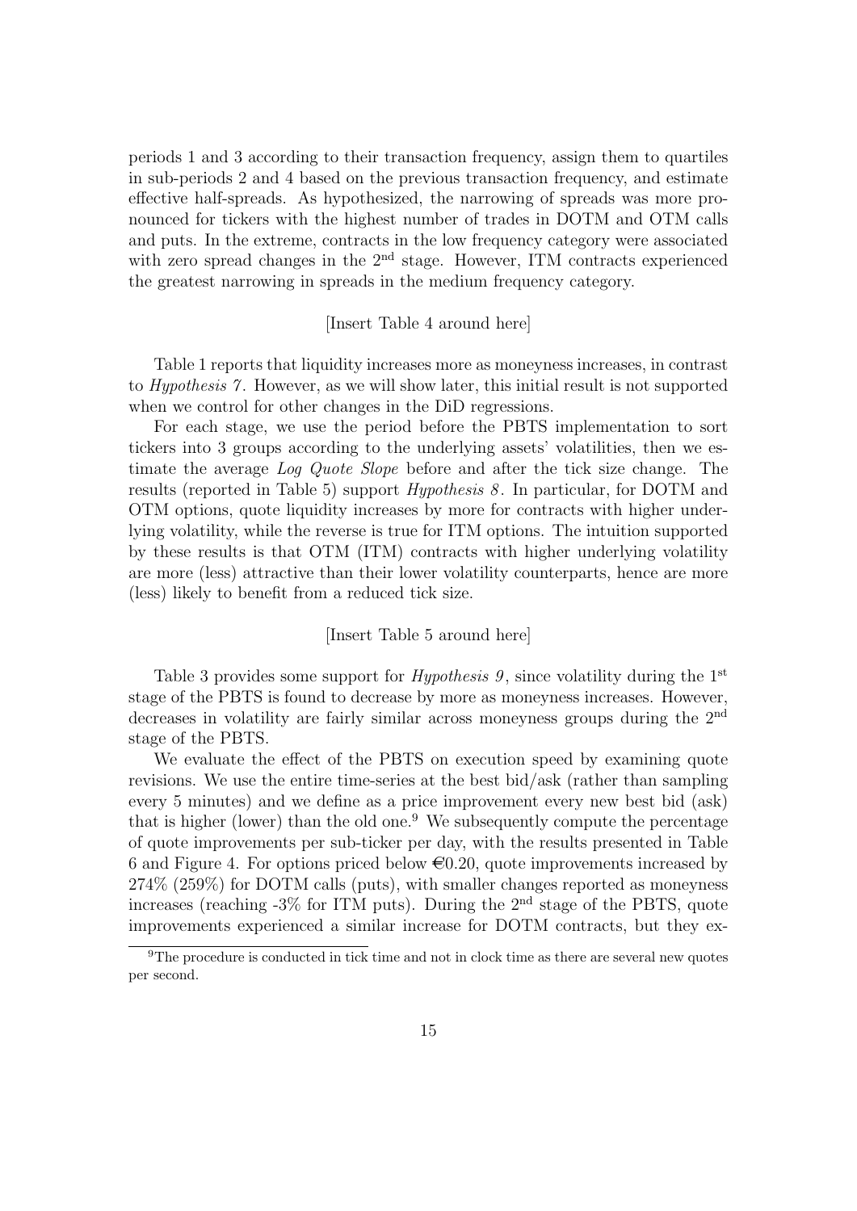periods 1 and 3 according to their transaction frequency, assign them to quartiles in sub-periods 2 and 4 based on the previous transaction frequency, and estimate effective half-spreads. As hypothesized, the narrowing of spreads was more pronounced for tickers with the highest number of trades in DOTM and OTM calls and puts. In the extreme, contracts in the low frequency category were associated with zero spread changes in the 2nd stage. However, ITM contracts experienced the greatest narrowing in spreads in the medium frequency category.

[Insert Table 4 around here]

Table 1 reports that liquidity increases more as moneyness increases, in contrast to *Hypothesis 7*. However, as we will show later, this initial result is not supported when we control for other changes in the DiD regressions.

For each stage, we use the period before the PBTS implementation to sort tickers into 3 groups according to the underlying assets' volatilities, then we estimate the average *Log Quote Slope* before and after the tick size change. The results (reported in Table 5) support *Hypothesis 8*. In particular, for DOTM and OTM options, quote liquidity increases by more for contracts with higher underlying volatility, while the reverse is true for ITM options. The intuition supported by these results is that OTM (ITM) contracts with higher underlying volatility are more (less) attractive than their lower volatility counterparts, hence are more (less) likely to benefit from a reduced tick size.

[Insert Table 5 around here]

Table 3 provides some support for *Hypothesis 9*, since volatility during the 1st stage of the PBTS is found to decrease by more as moneyness increases. However, decreases in volatility are fairly similar across moneyness groups during the 2nd stage of the PBTS.

We evaluate the effect of the PBTS on execution speed by examining quote revisions. We use the entire time-series at the best bid/ask (rather than sampling every 5 minutes) and we define as a price improvement every new best bid (ask) that is higher (lower) than the old one.[9] We subsequently compute the percentage of quote improvements per sub-ticker per day, with the results presented in Table 6 and Figure 4. For options priced below €0.20, quote improvements increased by 274% (259%) for DOTM calls (puts), with smaller changes reported as moneyness increases (reaching -3% for ITM puts). During the 2nd stage of the PBTS, quote improvements experienced a similar increase for DOTM contracts, but they ex-

[9] The procedure is conducted in tick time and not in clock time as there are several new quotes per second.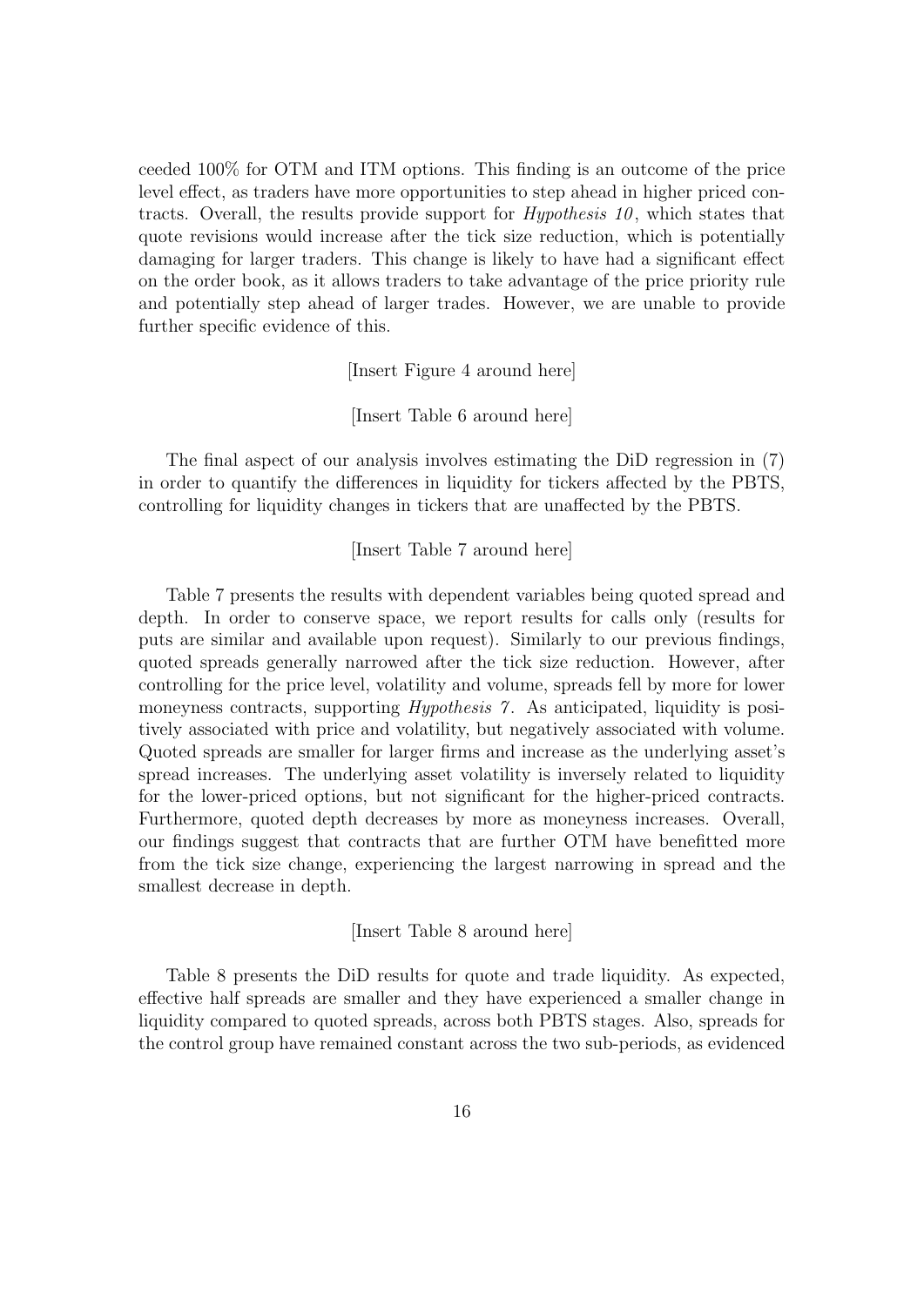ceeded 100% for OTM and ITM options. This finding is an outcome of the price level effect, as traders have more opportunities to step ahead in higher priced contracts. Overall, the results provide support for *Hypothesis 10*, which states that quote revisions would increase after the tick size reduction, which is potentially damaging for larger traders. This change is likely to have had a significant effect on the order book, as it allows traders to take advantage of the price priority rule and potentially step ahead of larger trades. However, we are unable to provide further specific evidence of this.

[Insert Figure 4 around here]

[Insert Table 6 around here]

The final aspect of our analysis involves estimating the DiD regression in (7) in order to quantify the differences in liquidity for tickers affected by the PBTS, controlling for liquidity changes in tickers that are unaffected by the PBTS.

[Insert Table 7 around here]

Table 7 presents the results with dependent variables being quoted spread and depth. In order to conserve space, we report results for calls only (results for puts are similar and available upon request). Similarly to our previous findings, quoted spreads generally narrowed after the tick size reduction. However, after controlling for the price level, volatility and volume, spreads fell by more for lower moneyness contracts, supporting *Hypothesis 7*. As anticipated, liquidity is positively associated with price and volatility, but negatively associated with volume. Quoted spreads are smaller for larger firms and increase as the underlying asset's spread increases. The underlying asset volatility is inversely related to liquidity for the lower-priced options, but not significant for the higher-priced contracts. Furthermore, quoted depth decreases by more as moneyness increases. Overall, our findings suggest that contracts that are further OTM have benefitted more from the tick size change, experiencing the largest narrowing in spread and the smallest decrease in depth.

[Insert Table 8 around here]

Table 8 presents the DiD results for quote and trade liquidity. As expected, effective half spreads are smaller and they have experienced a smaller change in liquidity compared to quoted spreads, across both PBTS stages. Also, spreads for the control group have remained constant across the two sub-periods, as evidenced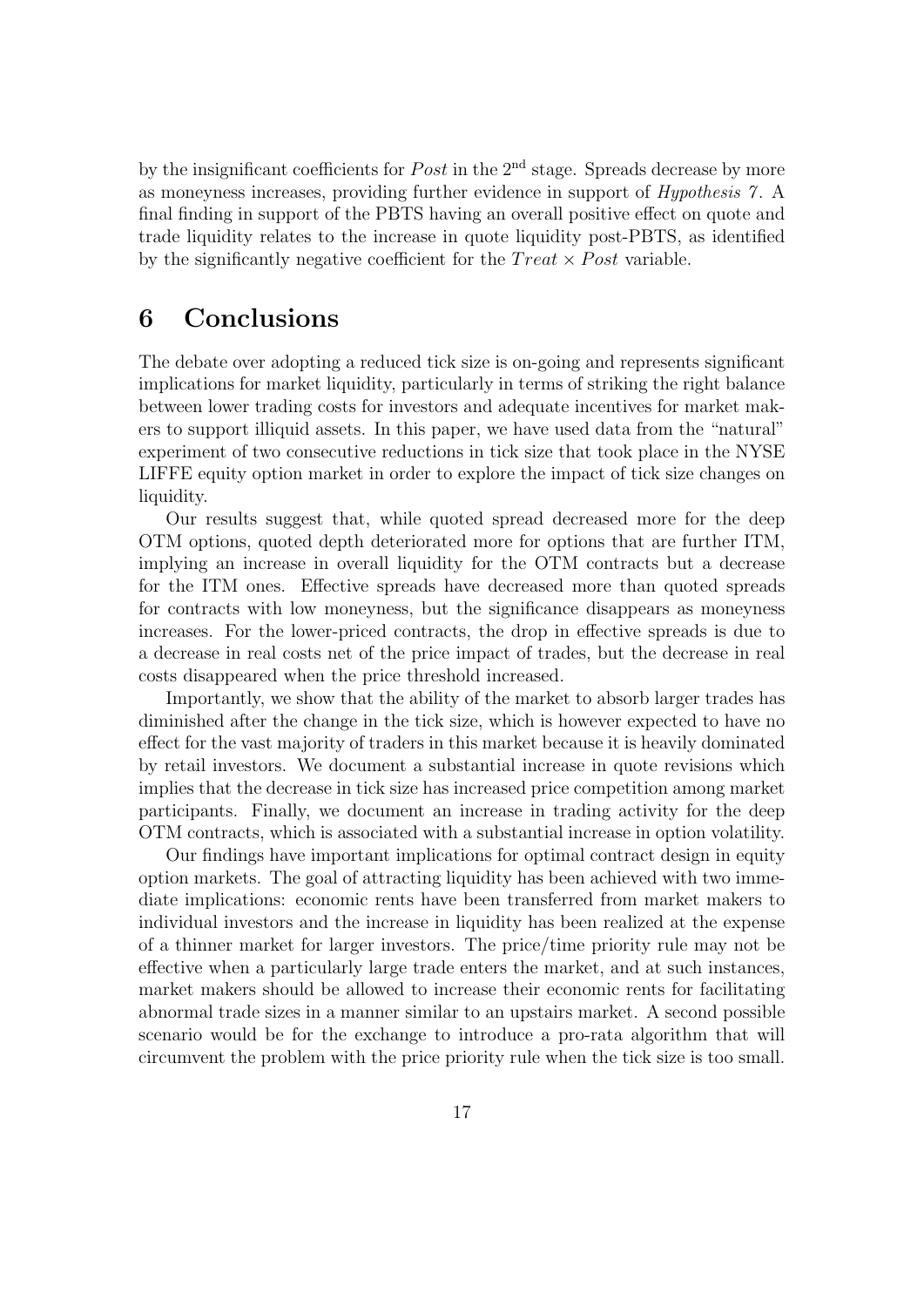by the insignificant coefficients for *Post* in the 2nd stage. Spreads decrease by more as moneyness increases, providing further evidence in support of *Hypothesis 7*. A final finding in support of the PBTS having an overall positive effect on quote and trade liquidity relates to the increase in quote liquidity post-PBTS, as identified by the significantly negative coefficient for the $Treat \times Post$ variable.

# 6 Conclusions

The debate over adopting a reduced tick size is on-going and represents significant implications for market liquidity, particularly in terms of striking the right balance between lower trading costs for investors and adequate incentives for market makers to support illiquid assets. In this paper, we have used data from the "natural" experiment of two consecutive reductions in tick size that took place in the NYSE LIFFE equity option market in order to explore the impact of tick size changes on liquidity.

Our results suggest that, while quoted spread decreased more for the deep OTM options, quoted depth deteriorated more for options that are further ITM, implying an increase in overall liquidity for the OTM contracts but a decrease for the ITM ones. Effective spreads have decreased more than quoted spreads for contracts with low moneyness, but the significance disappears as moneyness increases. For the lower-priced contracts, the drop in effective spreads is due to a decrease in real costs net of the price impact of trades, but the decrease in real costs disappeared when the price threshold increased.

Importantly, we show that the ability of the market to absorb larger trades has diminished after the change in the tick size, which is however expected to have no effect for the vast majority of traders in this market because it is heavily dominated by retail investors. We document a substantial increase in quote revisions which implies that the decrease in tick size has increased price competition among market participants. Finally, we document an increase in trading activity for the deep OTM contracts, which is associated with a substantial increase in option volatility.

Our findings have important implications for optimal contract design in equity option markets. The goal of attracting liquidity has been achieved with two immediate implications: economic rents have been transferred from market makers to individual investors and the increase in liquidity has been realized at the expense of a thinner market for larger investors. The price/time priority rule may not be effective when a particularly large trade enters the market, and at such instances, market makers should be allowed to increase their economic rents for facilitating abnormal trade sizes in a manner similar to an upstairs market. A second possible scenario would be for the exchange to introduce a pro-rata algorithm that will circumvent the problem with the price priority rule when the tick size is too small.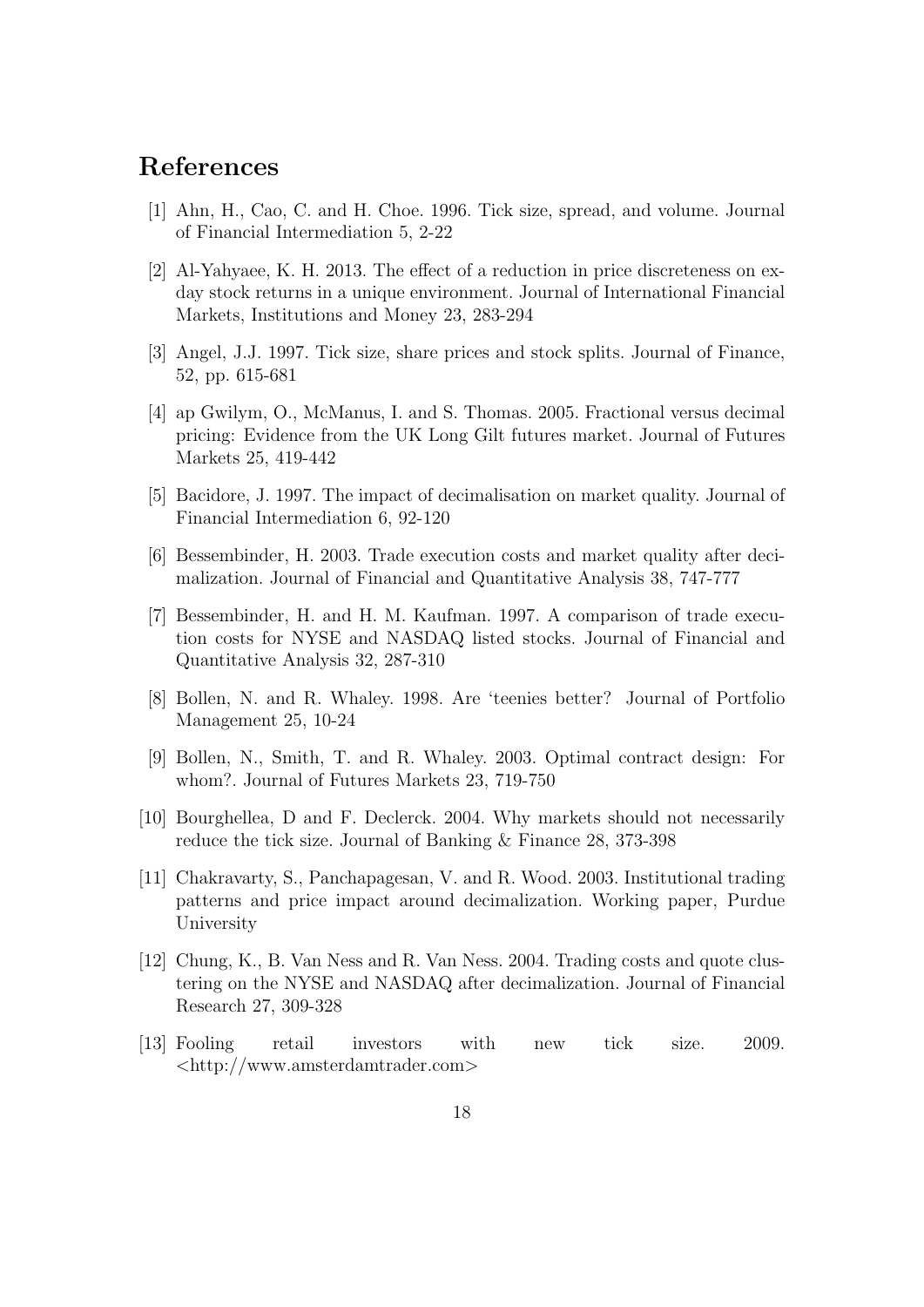# References

[1] Ahn, H., Cao, C. and H. Choe. 1996. Tick size, spread, and volume. Journal of Financial Intermediation 5, 2-22

[2] Al-Yahyaee, K. H. 2013. The effect of a reduction in price discreteness on ex-day stock returns in a unique environment. Journal of International Financial Markets, Institutions and Money 23, 283-294

[3] Angel, J.J. 1997. Tick size, share prices and stock splits. Journal of Finance, 52, pp. 615-681

[4] ap Gwilym, O., McManus, I. and S. Thomas. 2005. Fractional versus decimal pricing: Evidence from the UK Long Gilt futures market. Journal of Futures Markets 25, 419-442

[5] Bacidore, J. 1997. The impact of decimalisation on market quality. Journal of Financial Intermediation 6, 92-120

[6] Bessembinder, H. 2003. Trade execution costs and market quality after decimalization. Journal of Financial and Quantitative Analysis 38, 747-777

[7] Bessembinder, H. and H. M. Kaufman. 1997. A comparison of trade execution costs for NYSE and NASDAQ listed stocks. Journal of Financial and Quantitative Analysis 32, 287-310

[8] Bollen, N. and R. Whaley. 1998. Are 'teenies better? Journal of Portfolio Management 25, 10-24

[9] Bollen, N., Smith, T. and R. Whaley. 2003. Optimal contract design: For whom?. Journal of Futures Markets 23, 719-750

[10] Bourghellea, D and F. Declerck. 2004. Why markets should not necessarily reduce the tick size. Journal of Banking & Finance 28, 373-398

[11] Chakravarty, S., Panchapagesan, V. and R. Wood. 2003. Institutional trading patterns and price impact around decimalization. Working paper, Purdue University

[12] Chung, K., B. Van Ness and R. Van Ness. 2004. Trading costs and quote clustering on the NYSE and NASDAQ after decimalization. Journal of Financial Research 27, 309-328

[13] Fooling retail investors with new tick size. 2009. <http://www.amsterdamtrader.com>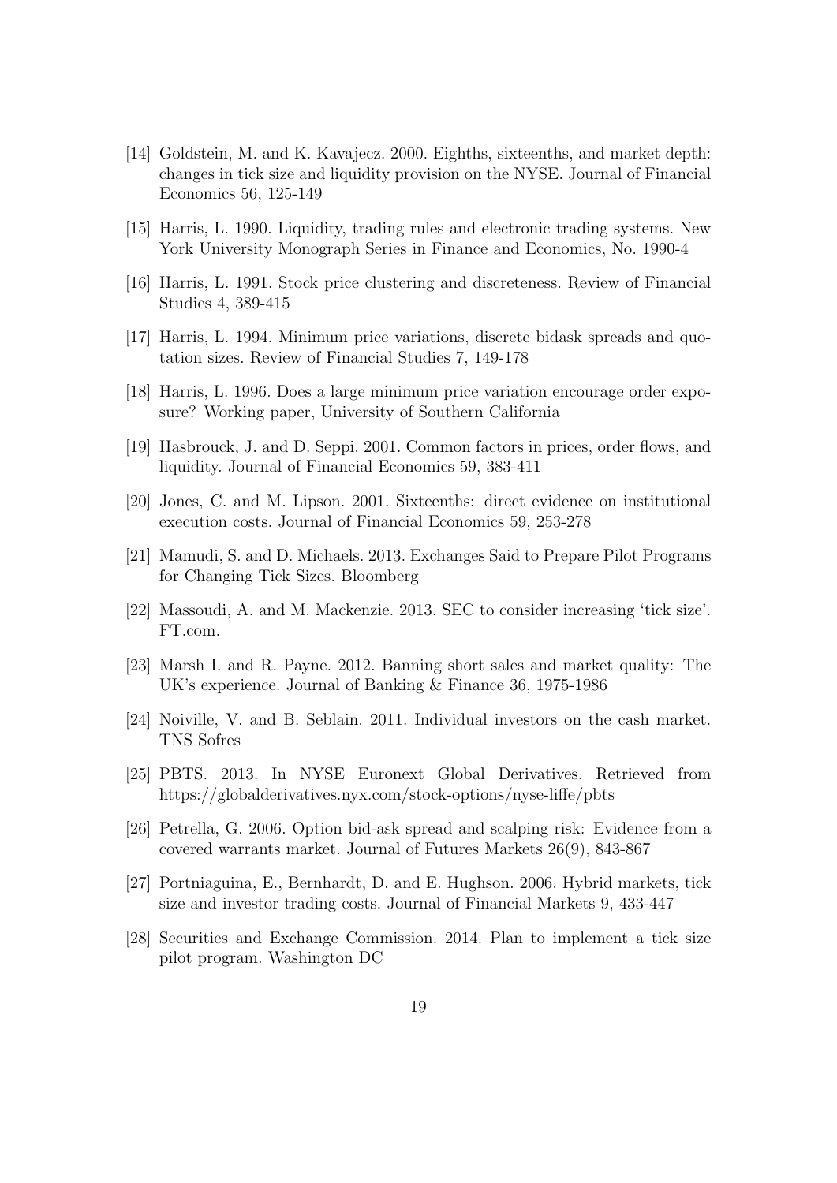[14] Goldstein, M. and K. Kavajecz. 2000. Eighths, sixteenths, and market depth: changes in tick size and liquidity provision on the NYSE. Journal of Financial Economics 56, 125-149

[15] Harris, L. 1990. Liquidity, trading rules and electronic trading systems. New York University Monograph Series in Finance and Economics, No. 1990-4

[16] Harris, L. 1991. Stock price clustering and discreteness. Review of Financial Studies 4, 389-415

[17] Harris, L. 1994. Minimum price variations, discrete bidask spreads and quotation sizes. Review of Financial Studies 7, 149-178

[18] Harris, L. 1996. Does a large minimum price variation encourage order exposure? Working paper, University of Southern California

[19] Hasbrouck, J. and D. Seppi. 2001. Common factors in prices, order flows, and liquidity. Journal of Financial Economics 59, 383-411

[20] Jones, C. and M. Lipson. 2001. Sixteenths: direct evidence on institutional execution costs. Journal of Financial Economics 59, 253-278

[21] Mamudi, S. and D. Michaels. 2013. Exchanges Said to Prepare Pilot Programs for Changing Tick Sizes. Bloomberg

[22] Massoudi, A. and M. Mackenzie. 2013. SEC to consider increasing 'tick size'. FT.com.

[23] Marsh I. and R. Payne. 2012. Banning short sales and market quality: The UK's experience. Journal of Banking & Finance 36, 1975-1986

[24] Noiville, V. and B. Seblain. 2011. Individual investors on the cash market. TNS Sofres

[25] PBTS. 2013. In NYSE Euronext Global Derivatives. Retrieved from https://globalderivatives.nyx.com/stock-options/nyse-liffe/pbts

[26] Petrella, G. 2006. Option bid-ask spread and scalping risk: Evidence from a covered warrants market. Journal of Futures Markets 26(9), 843-867

[27] Portniaguina, E., Bernhardt, D. and E. Hughson. 2006. Hybrid markets, tick size and investor trading costs. Journal of Financial Markets 9, 433-447

[28] Securities and Exchange Commission. 2014. Plan to implement a tick size pilot program. Washington DC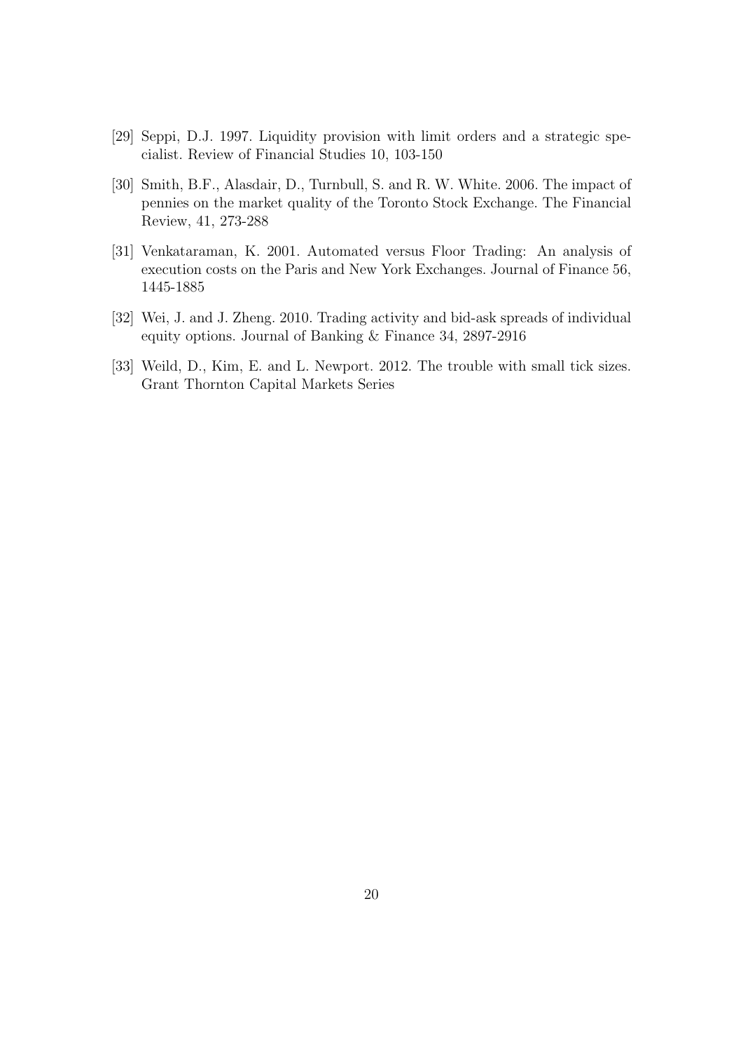[29] Seppi, D.J. 1997. Liquidity provision with limit orders and a strategic specialist. Review of Financial Studies 10, 103-150

[30] Smith, B.F., Alasdair, D., Turnbull, S. and R. W. White. 2006. The impact of pennies on the market quality of the Toronto Stock Exchange. The Financial Review, 41, 273-288

[31] Venkataraman, K. 2001. Automated versus Floor Trading: An analysis of execution costs on the Paris and New York Exchanges. Journal of Finance 56, 1445-1885

[32] Wei, J. and J. Zheng. 2010. Trading activity and bid-ask spreads of individual equity options. Journal of Banking & Finance 34, 2897-2916

[33] Weild, D., Kim, E. and L. Newport. 2012. The trouble with small tick sizes. Grant Thornton Capital Markets Series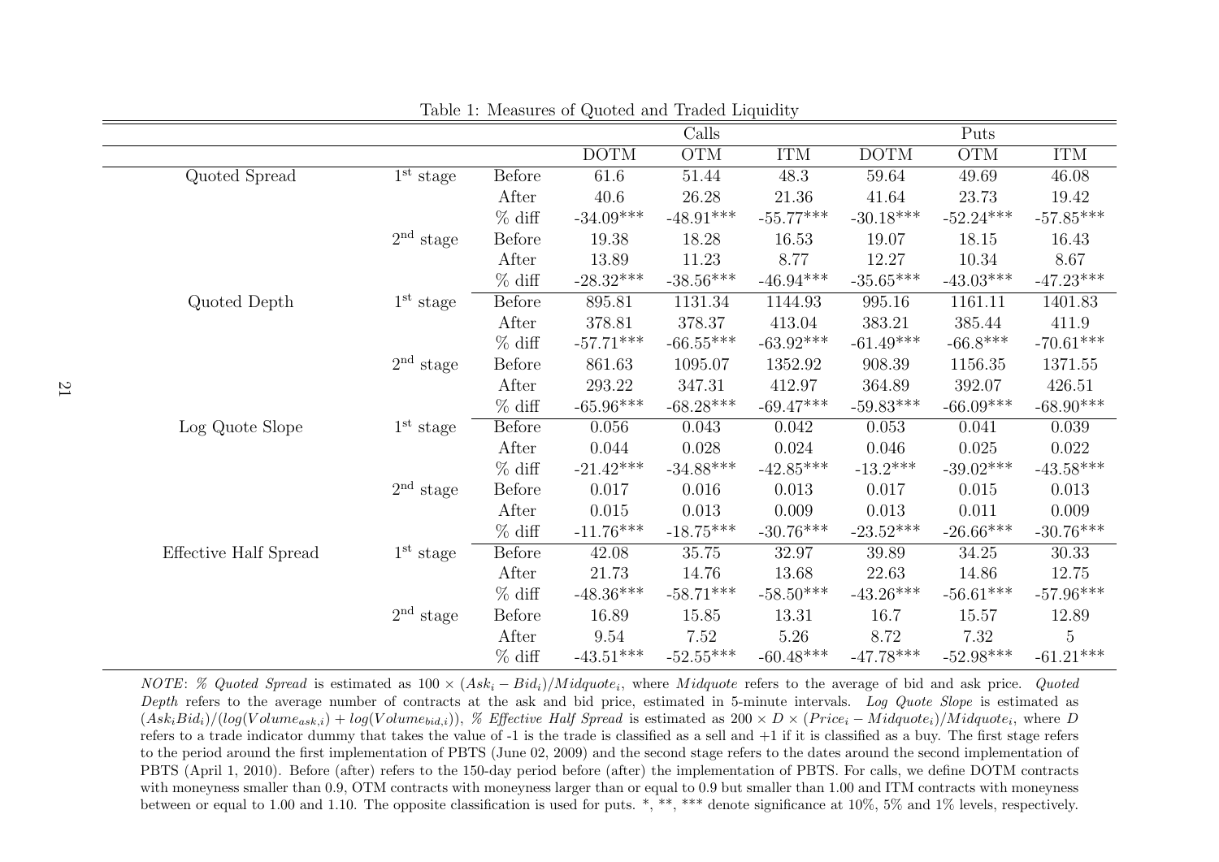Table 1: Measures of Quoted and Traded Liquidity

| | | | Calls | | | Puts | | |
|---|---|---|---|---|---|---|---|---|
| | | | DOTM | OTM | ITM | DOTM | OTM | ITM |
| Quoted Spread | 1st stage | Before | 61.6 | 51.44 | 48.3 | 59.64 | 49.69 | 46.08 |
| | | After | 40.6 | 26.28 | 21.36 | 41.64 | 23.73 | 19.42 |
| | | % diff | -34.09*** | -48.91*** | -55.77*** | -30.18*** | -52.24*** | -57.85*** |
| | 2nd stage | Before | 19.38 | 18.28 | 16.53 | 19.07 | 18.15 | 16.43 |
| | | After | 13.89 | 11.23 | 8.77 | 12.27 | 10.34 | 8.67 |
| | | % diff | -28.32*** | -38.56*** | -46.94*** | -35.65*** | -43.03*** | -47.23*** |
| Quoted Depth | 1st stage | Before | 895.81 | 1131.34 | 1144.93 | 995.16 | 1161.11 | 1401.83 |
| | | After | 378.81 | 378.37 | 413.04 | 383.21 | 385.44 | 411.9 |
| | | % diff | -57.71*** | -66.55*** | -63.92*** | -61.49*** | -66.8*** | -70.61*** |
| | 2nd stage | Before | 861.63 | 1095.07 | 1352.92 | 908.39 | 1156.35 | 1371.55 |
| | | After | 293.22 | 347.31 | 412.97 | 364.89 | 392.07 | 426.51 |
| | | % diff | -65.96*** | -68.28*** | -69.47*** | -59.83*** | -66.09*** | -68.90*** |
| Log Quote Slope | 1st stage | Before | 0.056 | 0.043 | 0.042 | 0.053 | 0.041 | 0.039 |
| | | After | 0.044 | 0.028 | 0.024 | 0.046 | 0.025 | 0.022 |
| | | % diff | -21.42*** | -34.88*** | -42.85*** | -13.2*** | -39.02*** | -43.58*** |
| | 2nd stage | Before | 0.017 | 0.016 | 0.013 | 0.017 | 0.015 | 0.013 |
| | | After | 0.015 | 0.013 | 0.009 | 0.013 | 0.011 | 0.009 |
| | | % diff | -11.76*** | -18.75*** | -30.76*** | -23.52*** | -26.66*** | -30.76*** |
| Effective Half Spread | 1st stage | Before | 42.08 | 35.75 | 32.97 | 39.89 | 34.25 | 30.33 |
| | | After | 21.73 | 14.76 | 13.68 | 22.63 | 14.86 | 12.75 |
| | | % diff | -48.36*** | -58.71*** | -58.50*** | -43.26*** | -56.61*** | -57.96*** |
| | 2nd stage | Before | 16.89 | 15.85 | 13.31 | 16.7 | 15.57 | 12.89 |
| | | After | 9.54 | 7.52 | 5.26 | 8.72 | 7.32 | 5 |
| | | % diff | -43.51*** | -52.55*** | -60.48*** | -47.78*** | -52.98*** | -61.21*** |

*NOTE*: *% Quoted Spread* is estimated as $100 \times (Ask_i - Bid_i)/Midquote_i$, where *Midquote* refers to the average of bid and ask price. *Quoted Depth* refers to the average number of contracts at the ask and bid price, estimated in 5-minute intervals. *Log Quote Slope* is estimated as $(Ask_i Bid_i)/(log(Volume_{ask,i}) + log(Volume_{bid,i}))$, *% Effective Half Spread* is estimated as $200 \times D \times (Price_i - Midquote_i)/Midquote_i$, where $D$ refers to a trade indicator dummy that takes the value of -1 is the trade is classified as a sell and +1 if it is classified as a buy. The first stage refers to the period around the first implementation of PBTS (June 02, 2009) and the second stage refers to the dates around the second implementation of PBTS (April 1, 2010). Before (after) refers to the 150-day period before (after) the implementation of PBTS. For calls, we define DOTM contracts with moneyness smaller than 0.9, OTM contracts with moneyness larger than or equal to 0.9 but smaller than 1.00 and ITM contracts with moneyness between or equal to 1.00 and 1.10. The opposite classification is used for puts. *, **, *** denote significance at 10%, 5% and 1% levels, respectively.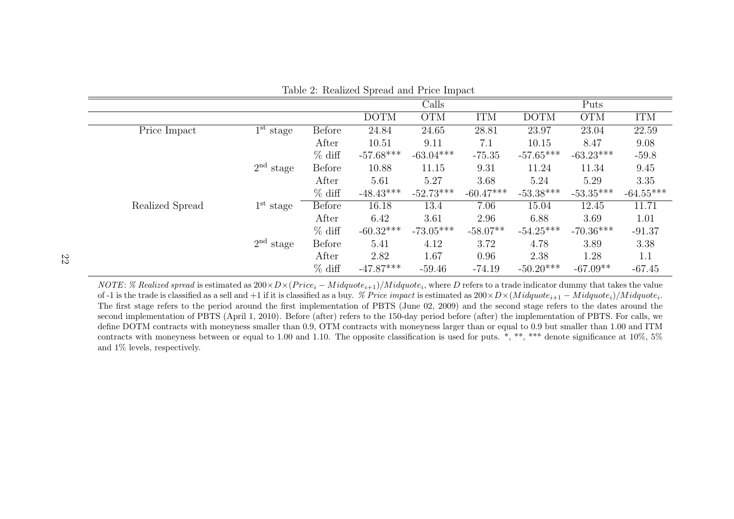Table 2: Realized Spread and Price Impact

| | | | Calls | | | Puts | | |
|---|---|---|---|---|---|---|---|---|
| | | | DOTM | OTM | ITM | DOTM | OTM | ITM |
| Price Impact | 1[st] stage | Before | 24.84 | 24.65 | 28.81 | 23.97 | 23.04 | 22.59 |
| | | After | 10.51 | 9.11 | 7.1 | 10.15 | 8.47 | 9.08 |
| | | % diff | -57.68*** | -63.04*** | -75.35 | -57.65*** | -63.23*** | -59.8 |
| | 2[nd] stage | Before | 10.88 | 11.15 | 9.31 | 11.24 | 11.34 | 9.45 |
| | | After | 5.61 | 5.27 | 3.68 | 5.24 | 5.29 | 3.35 |
| | | % diff | -48.43*** | -52.73*** | -60.47*** | -53.38*** | -53.35*** | -64.55*** |
| Realized Spread | 1[st] stage | Before | 16.18 | 13.4 | 7.06 | 15.04 | 12.45 | 11.71 |
| | | After | 6.42 | 3.61 | 2.96 | 6.88 | 3.69 | 1.01 |
| | | % diff | -60.32*** | -73.05*** | -58.07** | -54.25*** | -70.36*** | -91.37 |
| | 2[nd] stage | Before | 5.41 | 4.12 | 3.72 | 4.78 | 3.89 | 3.38 |
| | | After | 2.82 | 1.67 | 0.96 | 2.38 | 1.28 | 1.1 |
| | | % diff | -47.87*** | -59.46 | -74.19 | -50.20*** | -67.09** | -67.45 |

*NOTE*: *% Realized spread* is estimated as $200 \times D \times (Price_i - Midquote_{i+1})/Midquote_i$, where $D$ refers to a trade indicator dummy that takes the value of -1 is the trade is classified as a sell and +1 if it is classified as a buy. *% Price impact* is estimated as $200 \times D \times (Midquote_{i+1} - Midquote_i)/Midquote_i$. The first stage refers to the period around the first implementation of PBTS (June 02, 2009) and the second stage refers to the dates around the second implementation of PBTS (April 1, 2010). Before (after) refers to the 150-day period before (after) the implementation of PBTS. For calls, we define DOTM contracts with moneyness smaller than 0.9, OTM contracts with moneyness larger than or equal to 0.9 but smaller than 1.00 and ITM contracts with moneyness between or equal to 1.00 and 1.10. The opposite classification is used for puts. *, **, *** denote significance at 10%, 5% and 1% levels, respectively.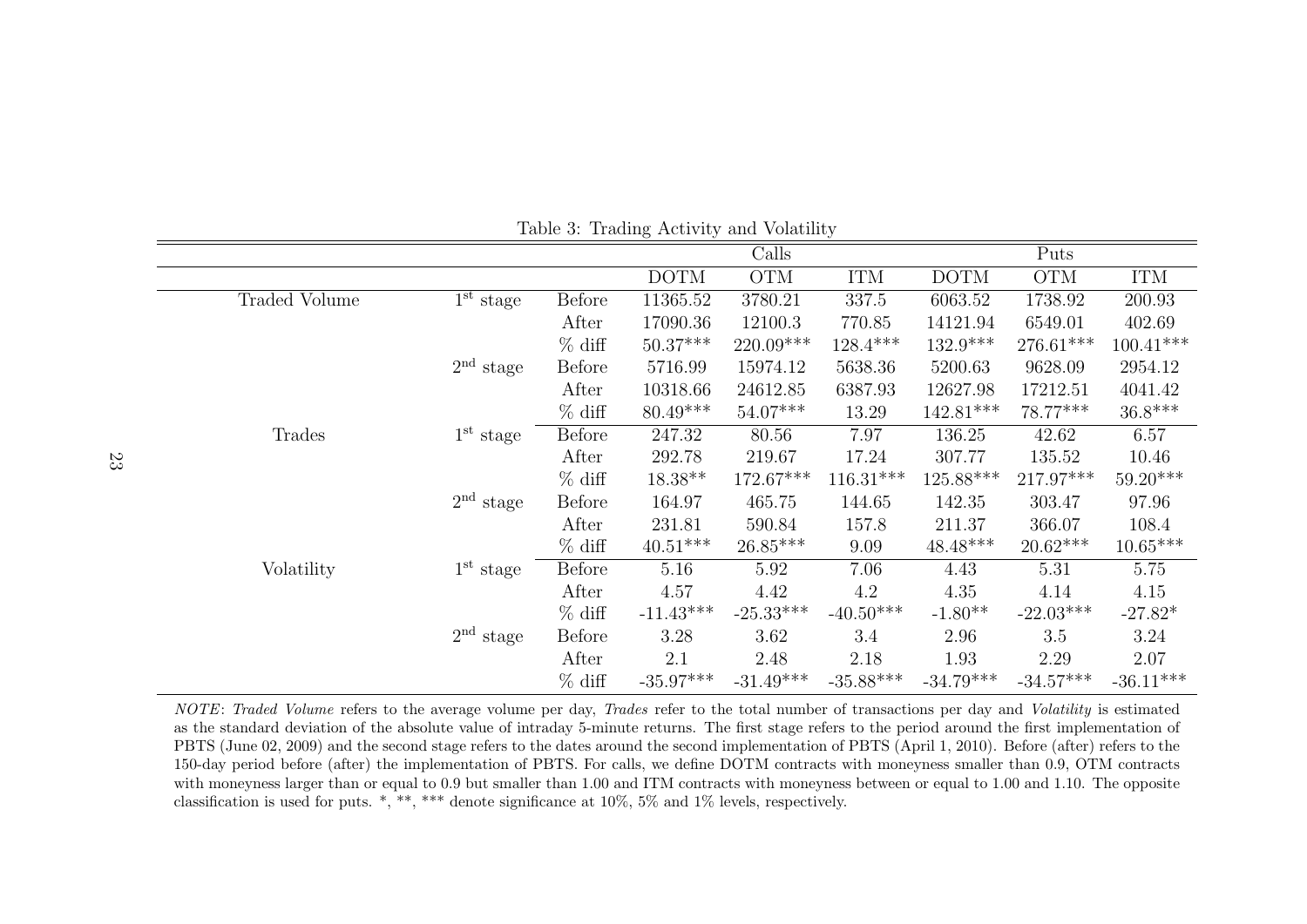Table 3: Trading Activity and Volatility

| | | | Calls | | | Puts | | |
|---|---|---|---|---|---|---|---|---|
| | | | DOTM | OTM | ITM | DOTM | OTM | ITM |
| Traded Volume | 1st stage | Before | 11365.52 | 3780.21 | 337.5 | 6063.52 | 1738.92 | 200.93 |
| | | After | 17090.36 | 12100.3 | 770.85 | 14121.94 | 6549.01 | 402.69 |
| | | % diff | 50.37*** | 220.09*** | 128.4*** | 132.9*** | 276.61*** | 100.41*** |
| | 2nd stage | Before | 5716.99 | 15974.12 | 5638.36 | 5200.63 | 9628.09 | 2954.12 |
| | | After | 10318.66 | 24612.85 | 6387.93 | 12627.98 | 17212.51 | 4041.42 |
| | | % diff | 80.49*** | 54.07*** | 13.29 | 142.81*** | 78.77*** | 36.8*** |
| Trades | 1st stage | Before | 247.32 | 80.56 | 7.97 | 136.25 | 42.62 | 6.57 |
| | | After | 292.78 | 219.67 | 17.24 | 307.77 | 135.52 | 10.46 |
| | | % diff | 18.38** | 172.67*** | 116.31*** | 125.88*** | 217.97*** | 59.20*** |
| | 2nd stage | Before | 164.97 | 465.75 | 144.65 | 142.35 | 303.47 | 97.96 |
| | | After | 231.81 | 590.84 | 157.8 | 211.37 | 366.07 | 108.4 |
| | | % diff | 40.51*** | 26.85*** | 9.09 | 48.48*** | 20.62*** | 10.65*** |
| Volatility | 1st stage | Before | 5.16 | 5.92 | 7.06 | 4.43 | 5.31 | 5.75 |
| | | After | 4.57 | 4.42 | 4.2 | 4.35 | 4.14 | 4.15 |
| | | % diff | -11.43*** | -25.33*** | -40.50*** | -1.80** | -22.03*** | -27.82* |
| | 2nd stage | Before | 3.28 | 3.62 | 3.4 | 2.96 | 3.5 | 3.24 |
| | | After | 2.1 | 2.48 | 2.18 | 1.93 | 2.29 | 2.07 |
| | | % diff | -35.97*** | -31.49*** | -35.88*** | -34.79*** | -34.57*** | -36.11*** |

*NOTE*: *Traded Volume* refers to the average volume per day, *Trades* refer to the total number of transactions per day and *Volatility* is estimated as the standard deviation of the absolute value of intraday 5-minute returns. The first stage refers to the period around the first implementation of PBTS (June 02, 2009) and the second stage refers to the dates around the second implementation of PBTS (April 1, 2010). Before (after) refers to the 150-day period before (after) the implementation of PBTS. For calls, we define DOTM contracts with moneyness smaller than 0.9, OTM contracts with moneyness larger than or equal to 0.9 but smaller than 1.00 and ITM contracts with moneyness between or equal to 1.00 and 1.10. The opposite classification is used for puts. *, **, *** denote significance at 10%, 5% and 1% levels, respectively.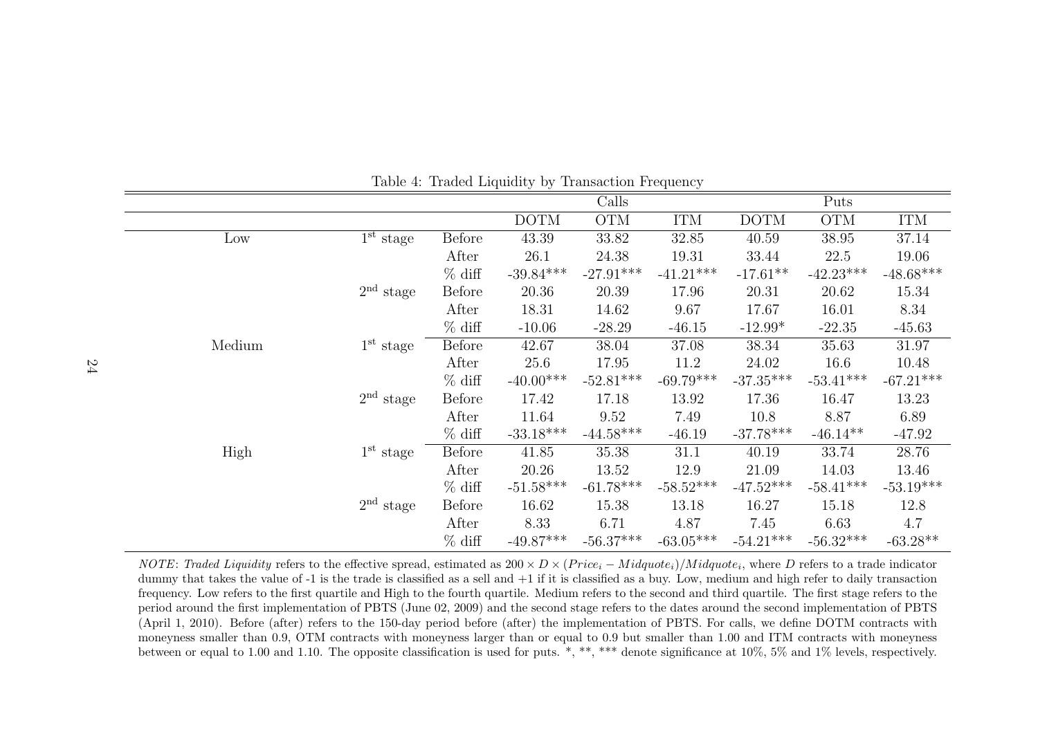Table 4: Traded Liquidity by Transaction Frequency

| | | | Calls | | | Puts | | |
|---|---|---|---|---|---|---|---|---|
| | | | DOTM | OTM | ITM | DOTM | OTM | ITM |
| Low | 1st stage | Before | 43.39 | 33.82 | 32.85 | 40.59 | 38.95 | 37.14 |
| | | After | 26.1 | 24.38 | 19.31 | 33.44 | 22.5 | 19.06 |
| | | % diff | -39.84*** | -27.91*** | -41.21*** | -17.61** | -42.23*** | -48.68*** |
| | 2nd stage | Before | 20.36 | 20.39 | 17.96 | 20.31 | 20.62 | 15.34 |
| | | After | 18.31 | 14.62 | 9.67 | 17.67 | 16.01 | 8.34 |
| | | % diff | -10.06 | -28.29 | -46.15 | -12.99* | -22.35 | -45.63 |
| Medium | 1st stage | Before | 42.67 | 38.04 | 37.08 | 38.34 | 35.63 | 31.97 |
| | | After | 25.6 | 17.95 | 11.2 | 24.02 | 16.6 | 10.48 |
| | | % diff | -40.00*** | -52.81*** | -69.79*** | -37.35*** | -53.41*** | -67.21*** |
| | 2nd stage | Before | 17.42 | 17.18 | 13.92 | 17.36 | 16.47 | 13.23 |
| | | After | 11.64 | 9.52 | 7.49 | 10.8 | 8.87 | 6.89 |
| | | % diff | -33.18*** | -44.58*** | -46.19 | -37.78*** | -46.14** | -47.92 |
| High | 1st stage | Before | 41.85 | 35.38 | 31.1 | 40.19 | 33.74 | 28.76 |
| | | After | 20.26 | 13.52 | 12.9 | 21.09 | 14.03 | 13.46 |
| | | % diff | -51.58*** | -61.78*** | -58.52*** | -47.52*** | -58.41*** | -53.19*** |
| | 2nd stage | Before | 16.62 | 15.38 | 13.18 | 16.27 | 15.18 | 12.8 |
| | | After | 8.33 | 6.71 | 4.87 | 7.45 | 6.63 | 4.7 |
| | | % diff | -49.87*** | -56.37*** | -63.05*** | -54.21*** | -56.32*** | -63.28** |

*NOTE*: *Traded Liquidity* refers to the effective spread, estimated as $200 \times D \times (Price_i - Midquote_i)/Midquote_i$, where $D$ refers to a trade indicator dummy that takes the value of -1 is the trade is classified as a sell and +1 if it is classified as a buy. Low, medium and high refer to daily transaction frequency. Low refers to the first quartile and High to the fourth quartile. Medium refers to the second and third quartile. The first stage refers to the period around the first implementation of PBTS (June 02, 2009) and the second stage refers to the dates around the second implementation of PBTS (April 1, 2010). Before (after) refers to the 150-day period before (after) the implementation of PBTS. For calls, we define DOTM contracts with moneyness smaller than 0.9, OTM contracts with moneyness larger than or equal to 0.9 but smaller than 1.00 and ITM contracts with moneyness between or equal to 1.00 and 1.10. The opposite classification is used for puts. *, **, *** denote significance at 10%, 5% and 1% levels, respectively.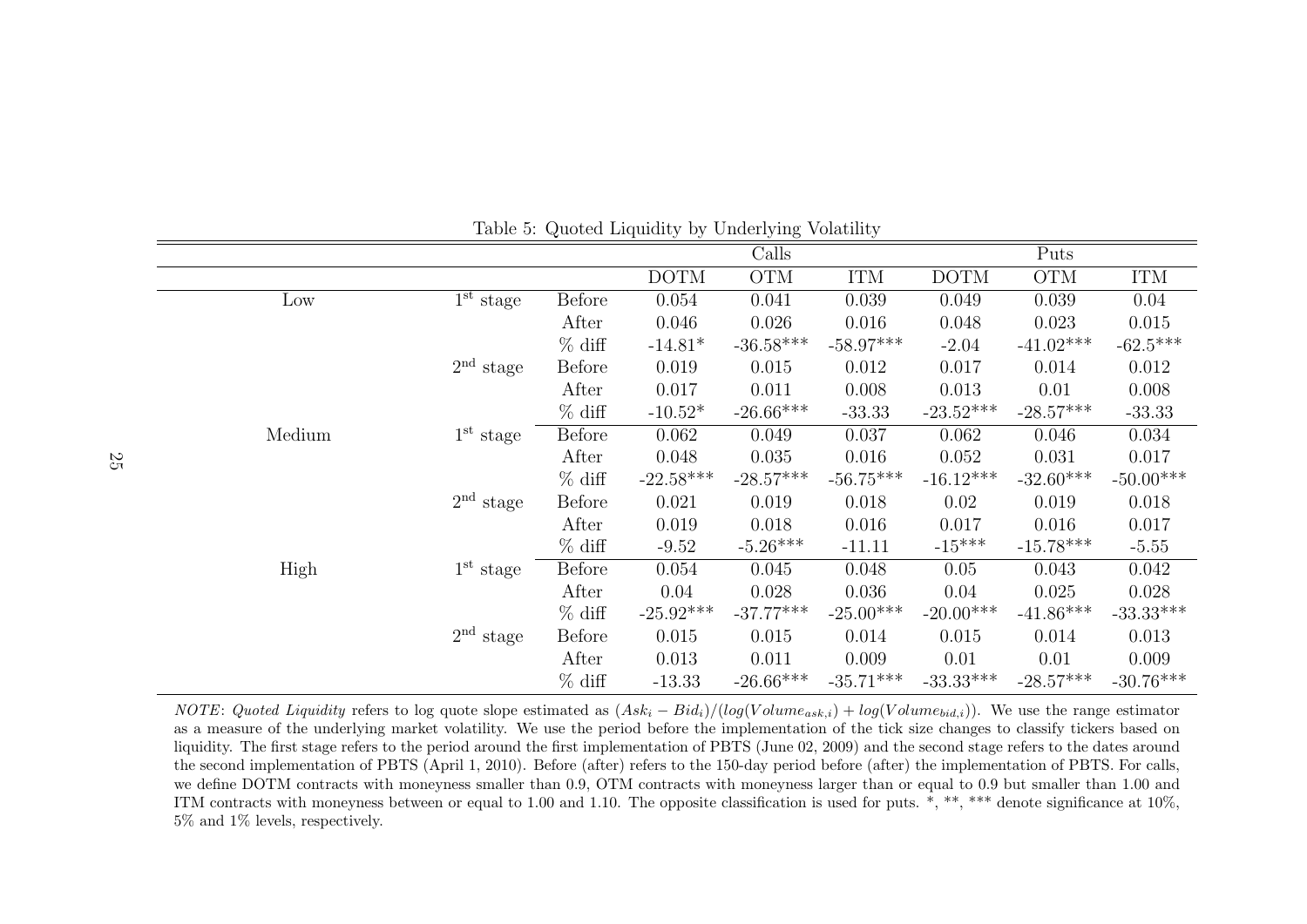Table 5: Quoted Liquidity by Underlying Volatility

| | | | Calls | | | Puts | | |
|---|---|---|---|---|---|---|---|---|
| | | | DOTM | OTM | ITM | DOTM | OTM | ITM |
| Low | 1st stage | Before | 0.054 | 0.041 | 0.039 | 0.049 | 0.039 | 0.04 |
| | | After | 0.046 | 0.026 | 0.016 | 0.048 | 0.023 | 0.015 |
| | | % diff | -14.81* | -36.58*** | -58.97*** | -2.04 | -41.02*** | -62.5*** |
| | 2nd stage | Before | 0.019 | 0.015 | 0.012 | 0.017 | 0.014 | 0.012 |
| | | After | 0.017 | 0.011 | 0.008 | 0.013 | 0.01 | 0.008 |
| | | % diff | -10.52* | -26.66*** | -33.33 | -23.52*** | -28.57*** | -33.33 |
| Medium | 1st stage | Before | 0.062 | 0.049 | 0.037 | 0.062 | 0.046 | 0.034 |
| | | After | 0.048 | 0.035 | 0.016 | 0.052 | 0.031 | 0.017 |
| | | % diff | -22.58*** | -28.57*** | -56.75*** | -16.12*** | -32.60*** | -50.00*** |
| | 2nd stage | Before | 0.021 | 0.019 | 0.018 | 0.02 | 0.019 | 0.018 |
| | | After | 0.019 | 0.018 | 0.016 | 0.017 | 0.016 | 0.017 |
| | | % diff | -9.52 | -5.26*** | -11.11 | -15*** | -15.78*** | -5.55 |
| High | 1st stage | Before | 0.054 | 0.045 | 0.048 | 0.05 | 0.043 | 0.042 |
| | | After | 0.04 | 0.028 | 0.036 | 0.04 | 0.025 | 0.028 |
| | | % diff | -25.92*** | -37.77*** | -25.00*** | -20.00*** | -41.86*** | -33.33*** |
| | 2nd stage | Before | 0.015 | 0.015 | 0.014 | 0.015 | 0.014 | 0.013 |
| | | After | 0.013 | 0.011 | 0.009 | 0.01 | 0.01 | 0.009 |
| | | % diff | -13.33 | -26.66*** | -35.71*** | -33.33*** | -28.57*** | -30.76*** |

*NOTE*: *Quoted Liquidity* refers to log quote slope estimated as $(Ask_i - Bid_i)/(log(Volume_{ask,i}) + log(Volume_{bid,i}))$. We use the range estimator as a measure of the underlying market volatility. We use the period before the implementation of the tick size changes to classify tickers based on liquidity. The first stage refers to the period around the first implementation of PBTS (June 02, 2009) and the second stage refers to the dates around the second implementation of PBTS (April 1, 2010). Before (after) refers to the 150-day period before (after) the implementation of PBTS. For calls, we define DOTM contracts with moneyness smaller than 0.9, OTM contracts with moneyness larger than or equal to 0.9 but smaller than 1.00 and ITM contracts with moneyness between or equal to 1.00 and 1.10. The opposite classification is used for puts. *, **, *** denote significance at 10%, 5% and 1% levels, respectively.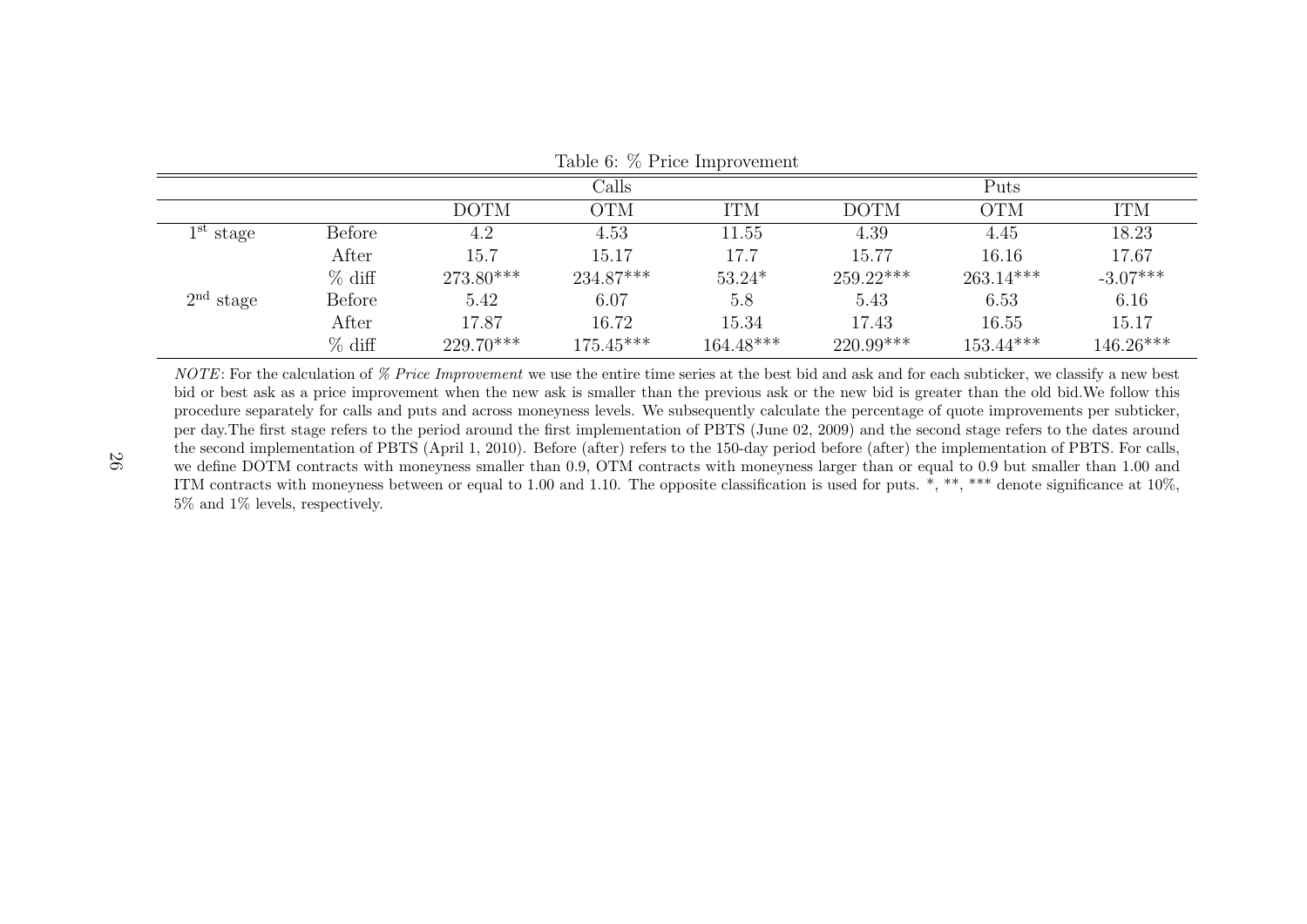Table 6: % Price Improvement

| | | Calls | | | Puts | | |
|---|---|---|---|---|---|---|---|
| | | DOTM | OTM | ITM | DOTM | OTM | ITM |
| 1st stage | Before | 4.2 | 4.53 | 11.55 | 4.39 | 4.45 | 18.23 |
| | After | 15.7 | 15.17 | 17.7 | 15.77 | 16.16 | 17.67 |
| | % diff | 273.80*** | 234.87*** | 53.24* | 259.22*** | 263.14*** | -3.07*** |
| 2nd stage | Before | 5.42 | 6.07 | 5.8 | 5.43 | 6.53 | 6.16 |
| | After | 17.87 | 16.72 | 15.34 | 17.43 | 16.55 | 15.17 |
| | % diff | 229.70*** | 175.45*** | 164.48*** | 220.99*** | 153.44*** | 146.26*** |

*NOTE*: For the calculation of *% Price Improvement* we use the entire time series at the best bid and ask and for each subticker, we classify a new best bid or best ask as a price improvement when the new ask is smaller than the previous ask or the new bid is greater than the old bid.We follow this procedure separately for calls and puts and across moneyness levels. We subsequently calculate the percentage of quote improvements per subticker, per day.The first stage refers to the period around the first implementation of PBTS (June 02, 2009) and the second stage refers to the dates around the second implementation of PBTS (April 1, 2010). Before (after) refers to the 150-day period before (after) the implementation of PBTS. For calls, we define DOTM contracts with moneyness smaller than 0.9, OTM contracts with moneyness larger than or equal to 0.9 but smaller than 1.00 and ITM contracts with moneyness between or equal to 1.00 and 1.10. The opposite classification is used for puts. *, **, *** denote significance at 10%, 5% and 1% levels, respectively.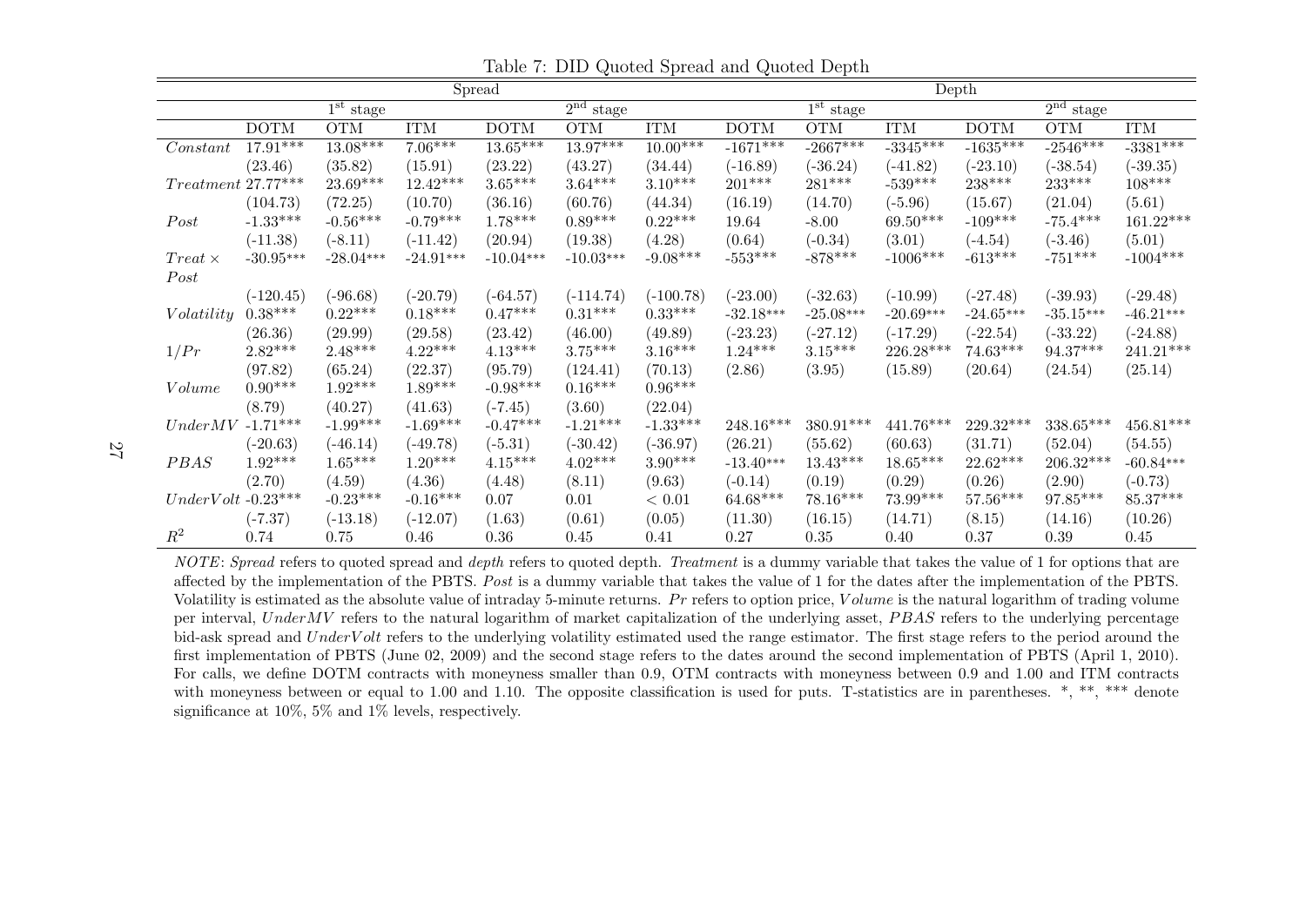Table 7: DID Quoted Spread and Quoted Depth

| | Spread | | | | | | Depth | | | | | |
|---|---|---|---|---|---|---|---|---|---|---|---|---|
| | 1[st] stage | | | 2[nd] stage | | | 1[st] stage | | | 2[nd] stage | | |
| | DOTM | OTM | ITM | DOTM | OTM | ITM | DOTM | OTM | ITM | DOTM | OTM | ITM |
| *Constant* | 17.91*** | 13.08*** | 7.06*** | 13.65*** | 13.97*** | 10.00*** | -1671*** | -2667*** | -3345*** | -1635*** | -2546*** | -3381*** |
| | (23.46) | (35.82) | (15.91) | (23.22) | (43.27) | (34.44) | (-16.89) | (-36.24) | (-41.82) | (-23.10) | (-38.54) | (-39.35) |
| *Treatment* | 27.77*** | 23.69*** | 12.42*** | 3.65*** | 3.64*** | 3.10*** | 201*** | 281*** | -539*** | 238*** | 233*** | 108*** |
| | (104.73) | (72.25) | (10.70) | (36.16) | (60.76) | (44.34) | (16.19) | (14.70) | (-5.96) | (15.67) | (21.04) | (5.61) |
| *Post* | -1.33*** | -0.56*** | -0.79*** | 1.78*** | 0.89*** | 0.22*** | 19.64 | -8.00 | 69.50*** | -109*** | -75.4*** | 161.22*** |
| | (-11.38) | (-8.11) | (-11.42) | (20.94) | (19.38) | (4.28) | (0.64) | (-0.34) | (3.01) | (-4.54) | (-3.46) | (5.01) |
| *Treat* × *Post* | -30.95*** | -28.04*** | -24.91*** | -10.04*** | -10.03*** | -9.08*** | -553*** | -878*** | -1006*** | -613*** | -751*** | -1004*** |
| | (-120.45) | (-96.68) | (-20.79) | (-64.57) | (-114.74) | (-100.78) | (-23.00) | (-32.63) | (-10.99) | (-27.48) | (-39.93) | (-29.48) |
| *Volatility* | 0.38*** | 0.22*** | 0.18*** | 0.47*** | 0.31*** | 0.33*** | -32.18*** | -25.08*** | -20.69*** | -24.65*** | -35.15*** | -46.21*** |
| | (26.36) | (29.99) | (29.58) | (23.42) | (46.00) | (49.89) | (-23.23) | (-27.12) | (-17.29) | (-22.54) | (-33.22) | (-24.88) |
| $1/Pr$ | 2.82*** | 2.48*** | 4.22*** | 4.13*** | 3.75*** | 3.16*** | 1.24*** | 3.15*** | 226.28*** | 74.63*** | 94.37*** | 241.21*** |
| | (97.82) | (65.24) | (22.37) | (95.79) | (124.41) | (70.13) | (2.86) | (3.95) | (15.89) | (20.64) | (24.54) | (25.14) |
| *Volume* | 0.90*** | 1.92*** | 1.89*** | -0.98*** | 0.16*** | 0.96*** | | | | | | |
| | (8.79) | (40.27) | (41.63) | (-7.45) | (3.60) | (22.04) | | | | | | |
| *UnderMV* | -1.71*** | -1.99*** | -1.69*** | -0.47*** | -1.21*** | -1.33*** | 248.16*** | 380.91*** | 441.76*** | 229.32*** | 338.65*** | 456.81*** |
| | (-20.63) | (-46.14) | (-49.78) | (-5.31) | (-30.42) | (-36.97) | (26.21) | (55.62) | (60.63) | (31.71) | (52.04) | (54.55) |
| *PBAS* | 1.92*** | 1.65*** | 1.20*** | 4.15*** | 4.02*** | 3.90*** | -13.40*** | 13.43*** | 18.65*** | 22.62*** | 206.32*** | -60.84*** |
| | (2.70) | (4.59) | (4.36) | (4.48) | (8.11) | (9.63) | (-0.14) | (0.19) | (0.29) | (0.26) | (2.90) | (-0.73) |
| *UnderVolt* | -0.23*** | -0.23*** | -0.16*** | 0.07 | 0.01 | < 0.01 | 64.68*** | 78.16*** | 73.99*** | 57.56*** | 97.85*** | 85.37*** |
| | (-7.37) | (-13.18) | (-12.07) | (1.63) | (0.61) | (0.05) | (11.30) | (16.15) | (14.71) | (8.15) | (14.16) | (10.26) |
| $R^2$ | 0.74 | 0.75 | 0.46 | 0.36 | 0.45 | 0.41 | 0.27 | 0.35 | 0.40 | 0.37 | 0.39 | 0.45 |

*NOTE*: *Spread* refers to quoted spread and *depth* refers to quoted depth. *Treatment* is a dummy variable that takes the value of 1 for options that are affected by the implementation of the PBTS. *Post* is a dummy variable that takes the value of 1 for the dates after the implementation of the PBTS. Volatility is estimated as the absolute value of intraday 5-minute returns. $Pr$ refers to option price, $Volume$ is the natural logarithm of trading volume per interval, $UnderMV$ refers to the natural logarithm of market capitalization of the underlying asset, $PBAS$ refers to the underlying percentage bid-ask spread and $UnderVolt$ refers to the underlying volatility estimated used the range estimator. The first stage refers to the period around the first implementation of PBTS (June 02, 2009) and the second stage refers to the dates around the second implementation of PBTS (April 1, 2010). For calls, we define DOTM contracts with moneyness smaller than 0.9, OTM contracts with moneyness between 0.9 and 1.00 and ITM contracts with moneyness between or equal to 1.00 and 1.10. The opposite classification is used for puts. T-statistics are in parentheses. *, **, *** denote significance at 10%, 5% and 1% levels, respectively.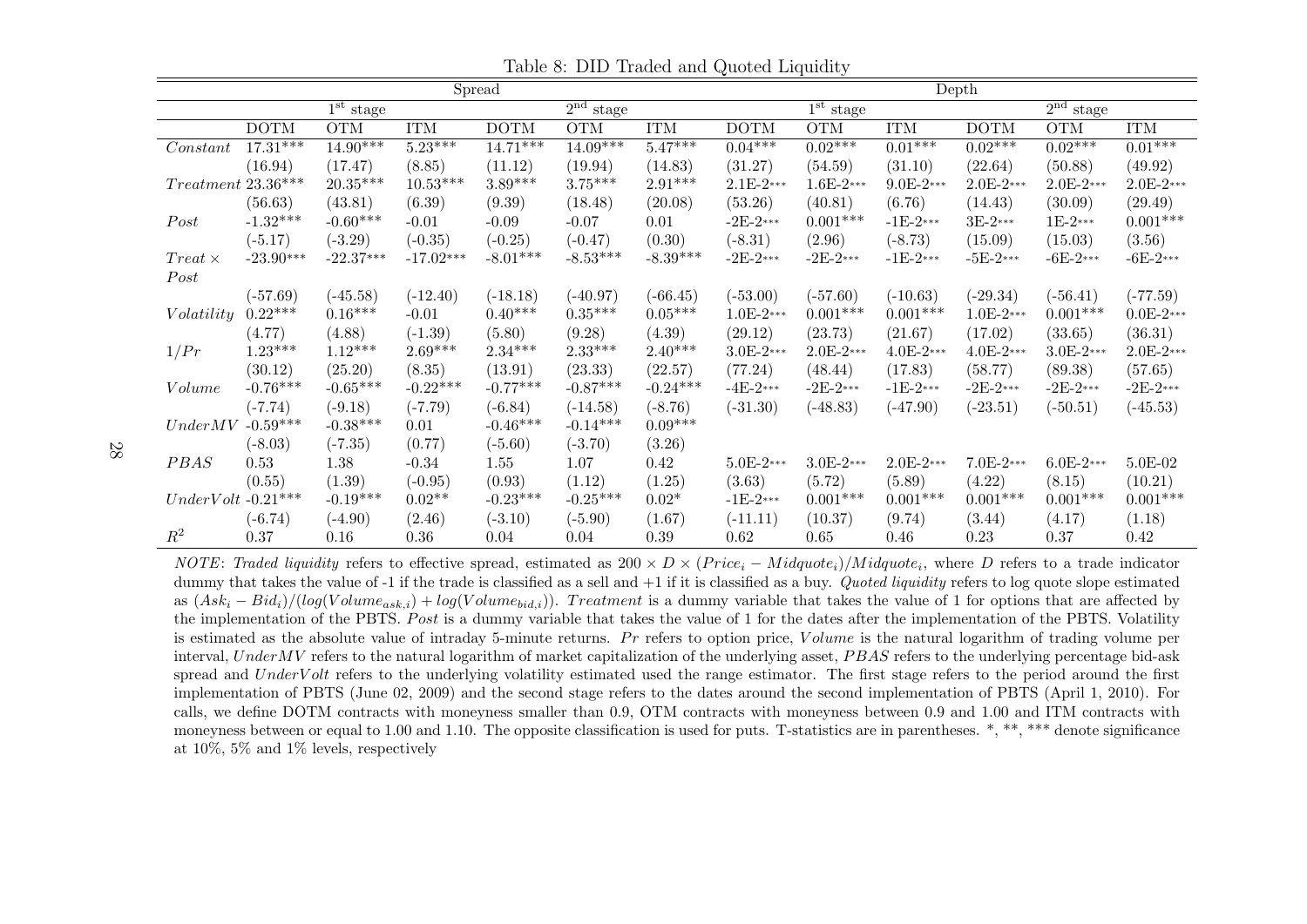Table 8: DID Traded and Quoted Liquidity

| | Spread | | | | | | Depth | | | | | |
|---|---|---|---|---|---|---|---|---|---|---|---|---|
| | 1[st] stage | | | 2[nd] stage | | | 1[st] stage | | | 2[nd] stage | | |
| | DOTM | OTM | ITM | DOTM | OTM | ITM | DOTM | OTM | ITM | DOTM | OTM | ITM |
| $Constant$ | 17.31*** | 14.90*** | 5.23*** | 14.71*** | 14.09*** | 5.47*** | 0.04*** | 0.02*** | 0.01*** | 0.02*** | 0.02*** | 0.01*** |
| | (16.94) | (17.47) | (8.85) | (11.12) | (19.94) | (14.83) | (31.27) | (54.59) | (31.10) | (22.64) | (50.88) | (49.92) |
| $Treatment$ | 23.36*** | 20.35*** | 10.53*** | 3.89*** | 3.75*** | 2.91*** | 2.1E-2*** | 1.6E-2*** | 9.0E-2*** | 2.0E-2*** | 2.0E-2*** | 2.0E-2*** |
| | (56.63) | (43.81) | (6.39) | (9.39) | (18.48) | (20.08) | (53.26) | (40.81) | (6.76) | (14.43) | (30.09) | (29.49) |
| $Post$ | -1.32*** | -0.60*** | -0.01 | -0.09 | -0.07 | 0.01 | -2E-2*** | 0.001*** | -1E-2*** | 3E-2*** | 1E-2*** | 0.001*** |
| | (-5.17) | (-3.29) | (-0.35) | (-0.25) | (-0.47) | (0.30) | (-8.31) | (2.96) | (-8.73) | (15.09) | (15.03) | (3.56) |
| $Treat \times Post$ | -23.90*** | -22.37*** | -17.02*** | -8.01*** | -8.53*** | -8.39*** | -2E-2*** | -2E-2*** | -1E-2*** | -5E-2*** | -6E-2*** | -6E-2*** |
| | (-57.69) | (-45.58) | (-12.40) | (-18.18) | (-40.97) | (-66.45) | (-53.00) | (-57.60) | (-10.63) | (-29.34) | (-56.41) | (-77.59) |
| $Volatility$ | 0.22*** | 0.16*** | -0.01 | 0.40*** | 0.35*** | 0.05*** | 1.0E-2*** | 0.001*** | 0.001*** | 1.0E-2*** | 0.001*** | 0.0E-2*** |
| | (4.77) | (4.88) | (-1.39) | (5.80) | (9.28) | (4.39) | (29.12) | (23.73) | (21.67) | (17.02) | (33.65) | (36.31) |
| $1/Pr$ | 1.23*** | 1.12*** | 2.69*** | 2.34*** | 2.33*** | 2.40*** | 3.0E-2*** | 2.0E-2*** | 4.0E-2*** | 4.0E-2*** | 3.0E-2*** | 2.0E-2*** |
| | (30.12) | (25.20) | (8.35) | (13.91) | (23.33) | (22.57) | (77.24) | (48.44) | (17.83) | (58.77) | (89.38) | (57.65) |
| $Volume$ | -0.76*** | -0.65*** | -0.22*** | -0.77*** | -0.87*** | -0.24*** | -4E-2*** | -2E-2*** | -1E-2*** | -2E-2*** | -2E-2*** | -2E-2*** |
| | (-7.74) | (-9.18) | (-7.79) | (-6.84) | (-14.58) | (-8.76) | (-31.30) | (-48.83) | (-47.90) | (-23.51) | (-50.51) | (-45.53) |
| $UnderMV$ | -0.59*** | -0.38*** | 0.01 | -0.46*** | -0.14*** | 0.09*** | | | | | | |
| | (-8.03) | (-7.35) | (0.77) | (-5.60) | (-3.70) | (3.26) | | | | | | |
| $PBAS$ | 0.53 | 1.38 | -0.34 | 1.55 | 1.07 | 0.42 | 5.0E-2*** | 3.0E-2*** | 2.0E-2*** | 7.0E-2*** | 6.0E-2*** | 5.0E-02 |
| | (0.55) | (1.39) | (-0.95) | (0.93) | (1.12) | (1.25) | (3.63) | (5.72) | (5.89) | (4.22) | (8.15) | (10.21) |
| $UnderVolt$ | -0.21*** | -0.19*** | 0.02** | -0.23*** | -0.25*** | 0.02* | -1E-2*** | 0.001*** | 0.001*** | 0.001*** | 0.001*** | 0.001*** |
| | (-6.74) | (-4.90) | (2.46) | (-3.10) | (-5.90) | (1.67) | (-11.11) | (10.37) | (9.74) | (3.44) | (4.17) | (1.18) |
| $R^2$ | 0.37 | 0.16 | 0.36 | 0.04 | 0.04 | 0.39 | 0.62 | 0.65 | 0.46 | 0.23 | 0.37 | 0.42 |

*NOTE*: *Traded liquidity* refers to effective spread, estimated as $200 \times D \times (Price_i - Midquote_i)/Midquote_i$, where $D$ refers to a trade indicator dummy that takes the value of -1 if the trade is classified as a sell and +1 if it is classified as a buy. *Quoted liquidity* refers to log quote slope estimated as $(Ask_i - Bid_i)/(log(Volume_{ask,i}) + log(Volume_{bid,i}))$. $Treatment$ is a dummy variable that takes the value of 1 for options that are affected by the implementation of the PBTS. $Post$ is a dummy variable that takes the value of 1 for the dates after the implementation of the PBTS. Volatility is estimated as the absolute value of intraday 5-minute returns. $Pr$ refers to option price, $Volume$ is the natural logarithm of trading volume per interval, $UnderMV$ refers to the natural logarithm of market capitalization of the underlying asset, $PBAS$ refers to the underlying percentage bid-ask spread and $UnderVolt$ refers to the underlying volatility estimated used the range estimator. The first stage refers to the period around the first implementation of PBTS (June 02, 2009) and the second stage refers to the dates around the second implementation of PBTS (April 1, 2010). For calls, we define DOTM contracts with moneyness smaller than 0.9, OTM contracts with moneyness between 0.9 and 1.00 and ITM contracts with moneyness between or equal to 1.00 and 1.10. The opposite classification is used for puts. T-statistics are in parentheses. *, **, *** denote significance at 10%, 5% and 1% levels, respectively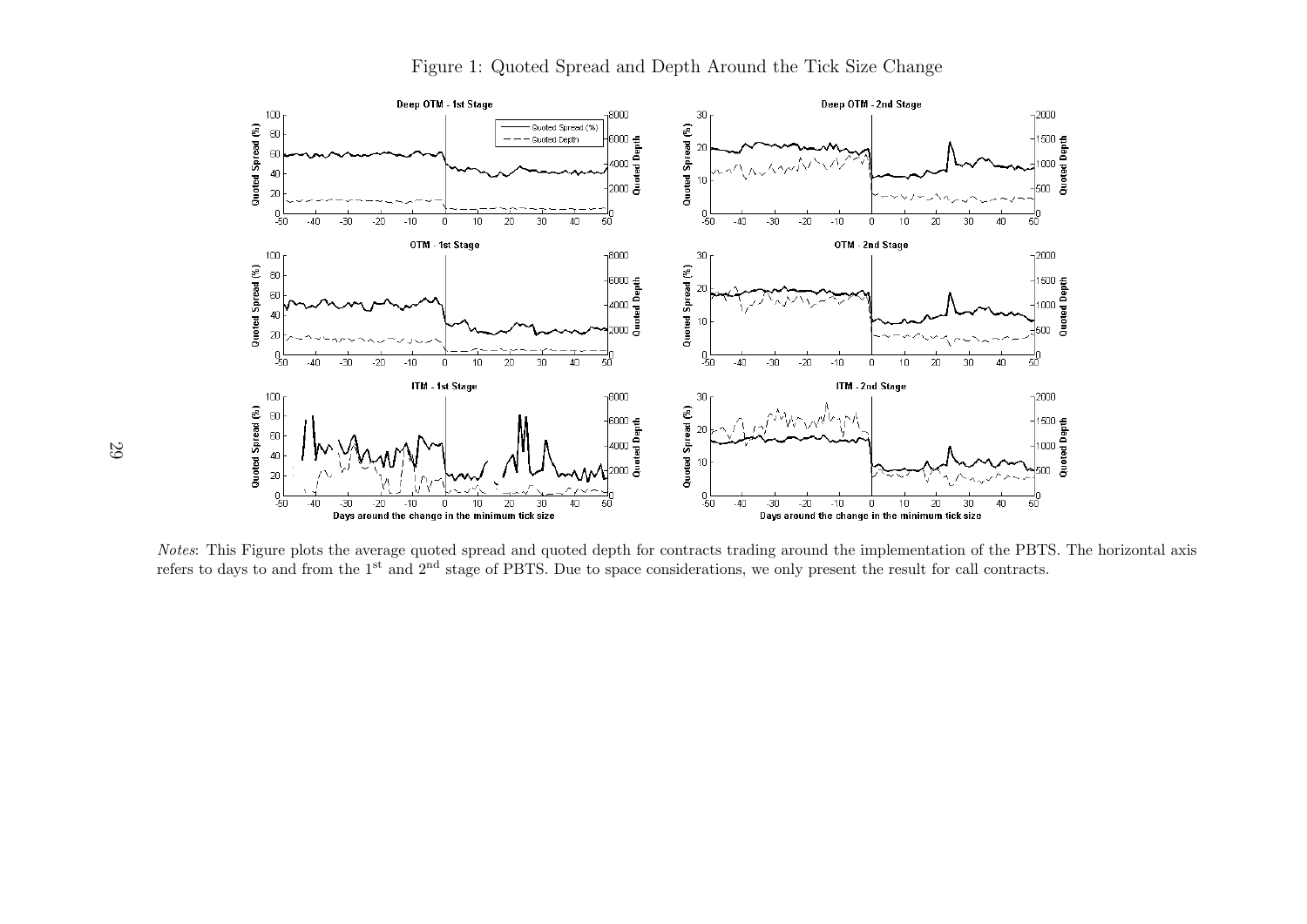Figure 1: Quoted Spread and Depth Around the Tick Size Change

*Notes*: This Figure plots the average quoted spread and quoted depth for contracts trading around the implementation of the PBTS. The horizontal axis refers to days to and from the 1st and 2nd stage of PBTS. Due to space considerations, we only present the result for call contracts.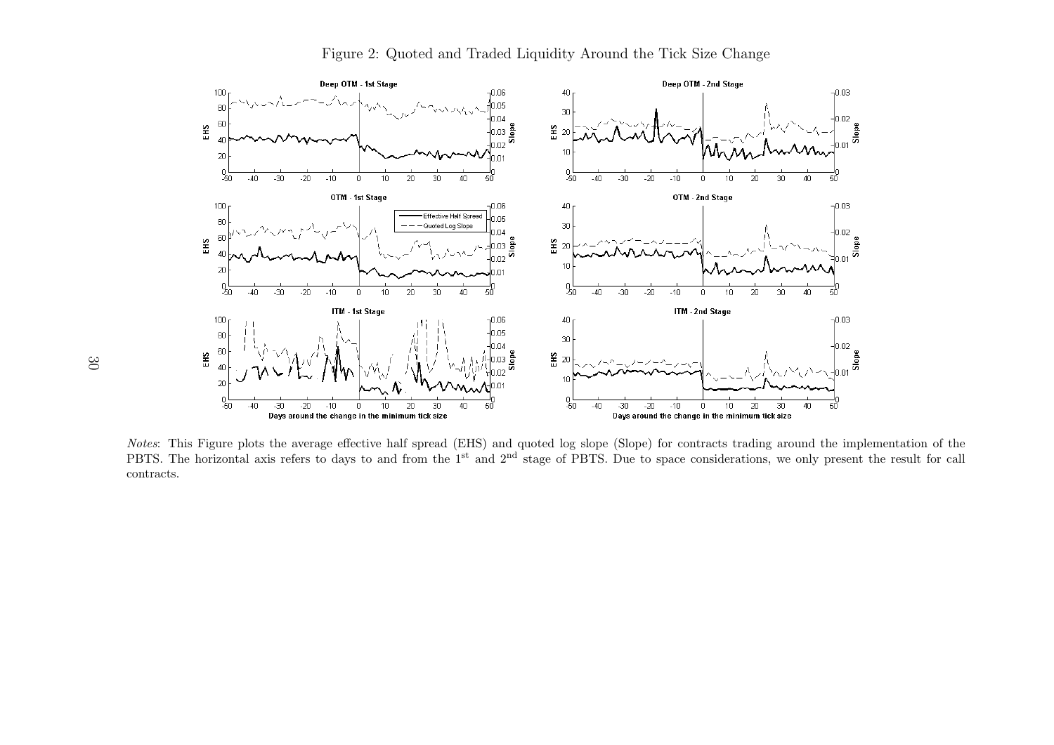Figure 2: Quoted and Traded Liquidity Around the Tick Size Change

*Notes*: This Figure plots the average effective half spread (EHS) and quoted log slope (Slope) for contracts trading around the implementation of the PBTS. The horizontal axis refers to days to and from the 1[st] and 2[nd] stage of PBTS. Due to space considerations, we only present the result for call contracts.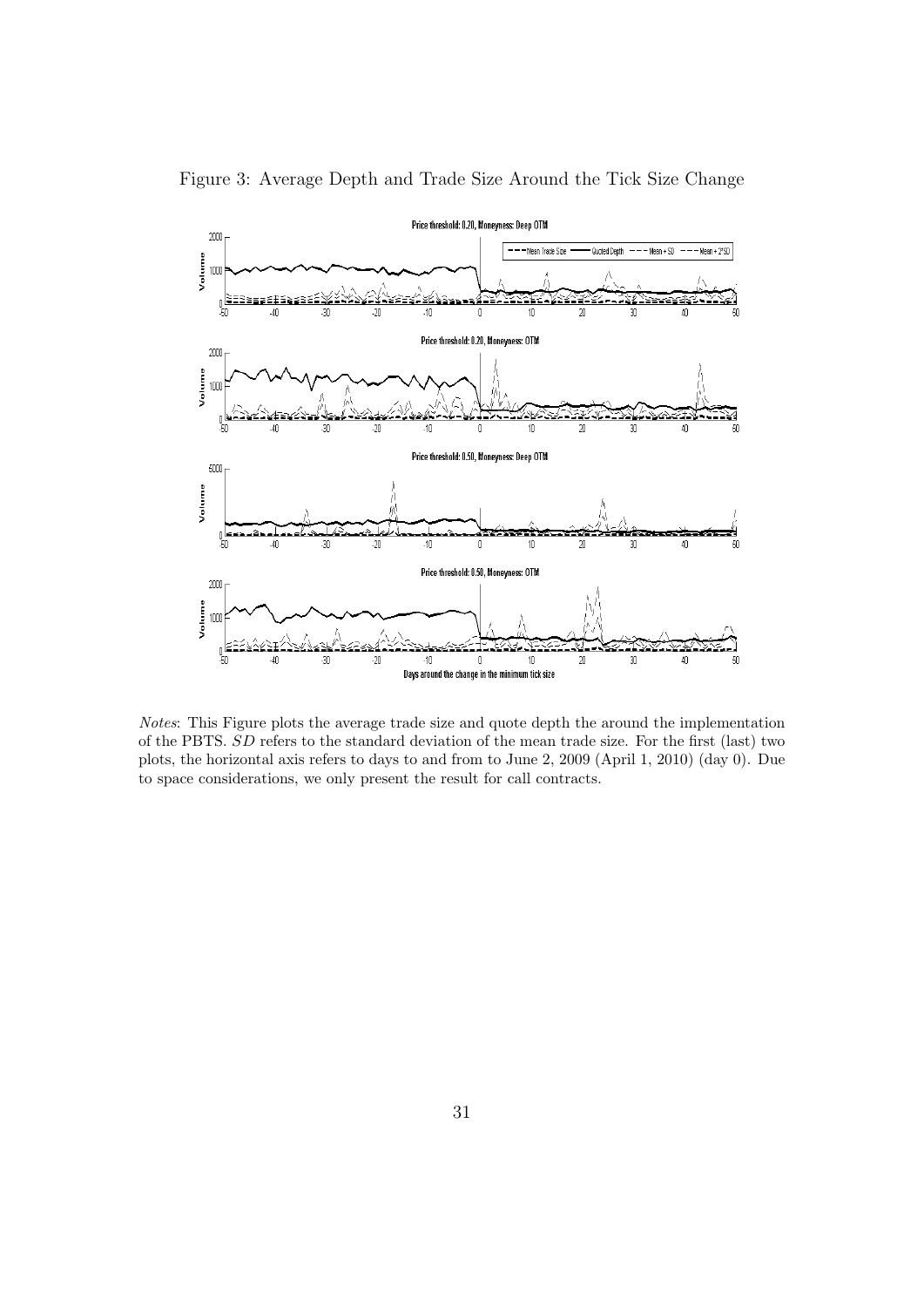Figure 3: Average Depth and Trade Size Around the Tick Size Change

*Notes*: This Figure plots the average trade size and quote depth the around the implementation of the PBTS. *SD* refers to the standard deviation of the mean trade size. For the first (last) two plots, the horizontal axis refers to days to and from to June 2, 2009 (April 1, 2010) (day 0). Due to space considerations, we only present the result for call contracts.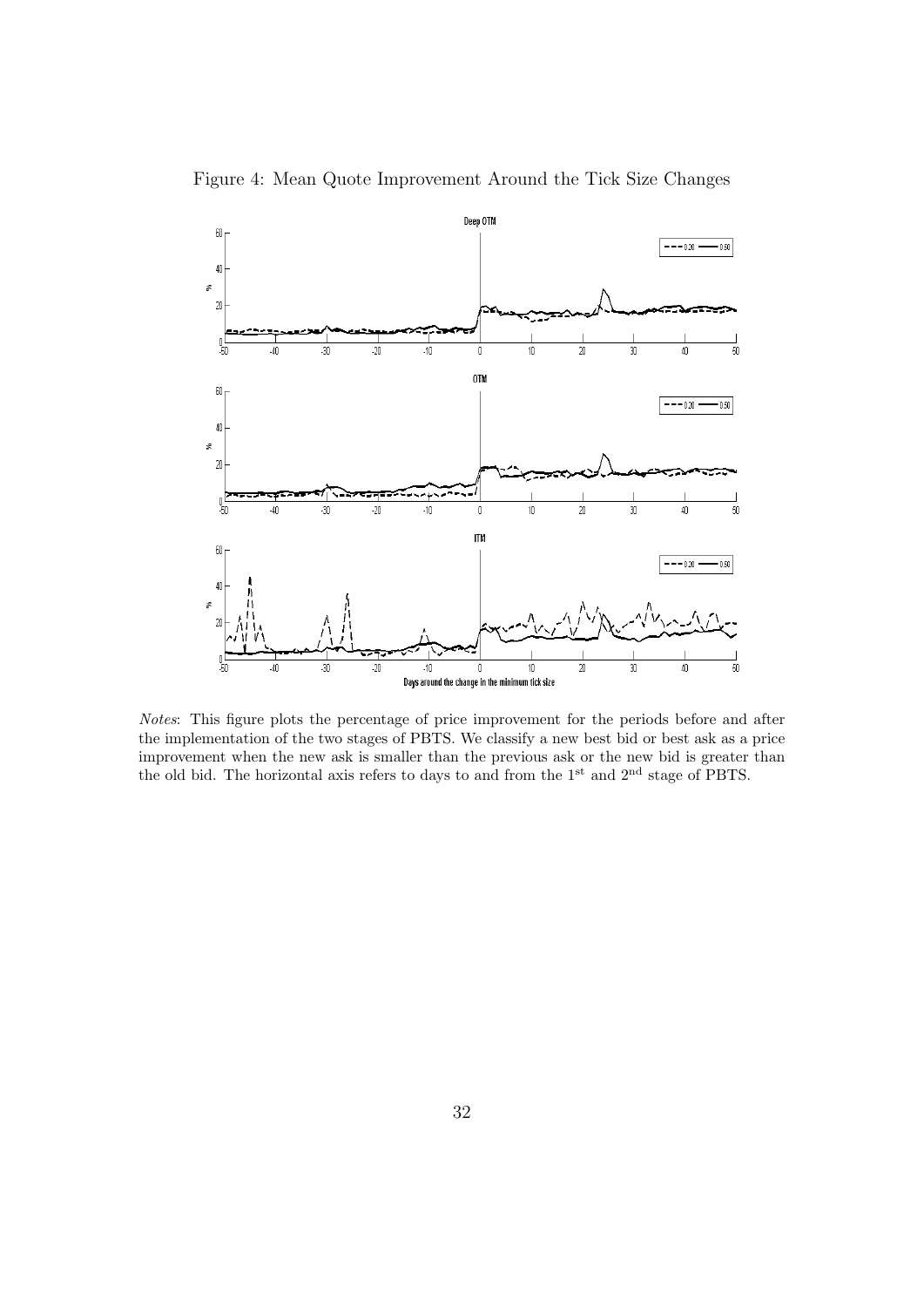Figure 4: Mean Quote Improvement Around the Tick Size Changes

Deep OTM

60
40
%
20
0
-50 -40 -30 -20 -10 0 10 20 30 40 50

0.20 0.50

OTM

60
40
%
20
0
-50 -40 -30 -20 -10 0 10 20 30 40 50

0.20 0.50

ITM

60
40
%
20
0
-50 -40 -30 -20 -10 0 10 20 30 40 50

0.20 0.50

Days around the change in the minimum tick size

*Notes*: This figure plots the percentage of price improvement for the periods before and after the implementation of the two stages of PBTS. We classify a new best bid or best ask as a price improvement when the new ask is smaller than the previous ask or the new bid is greater than the old bid. The horizontal axis refers to days to and from the 1st and 2nd stage of PBTS.